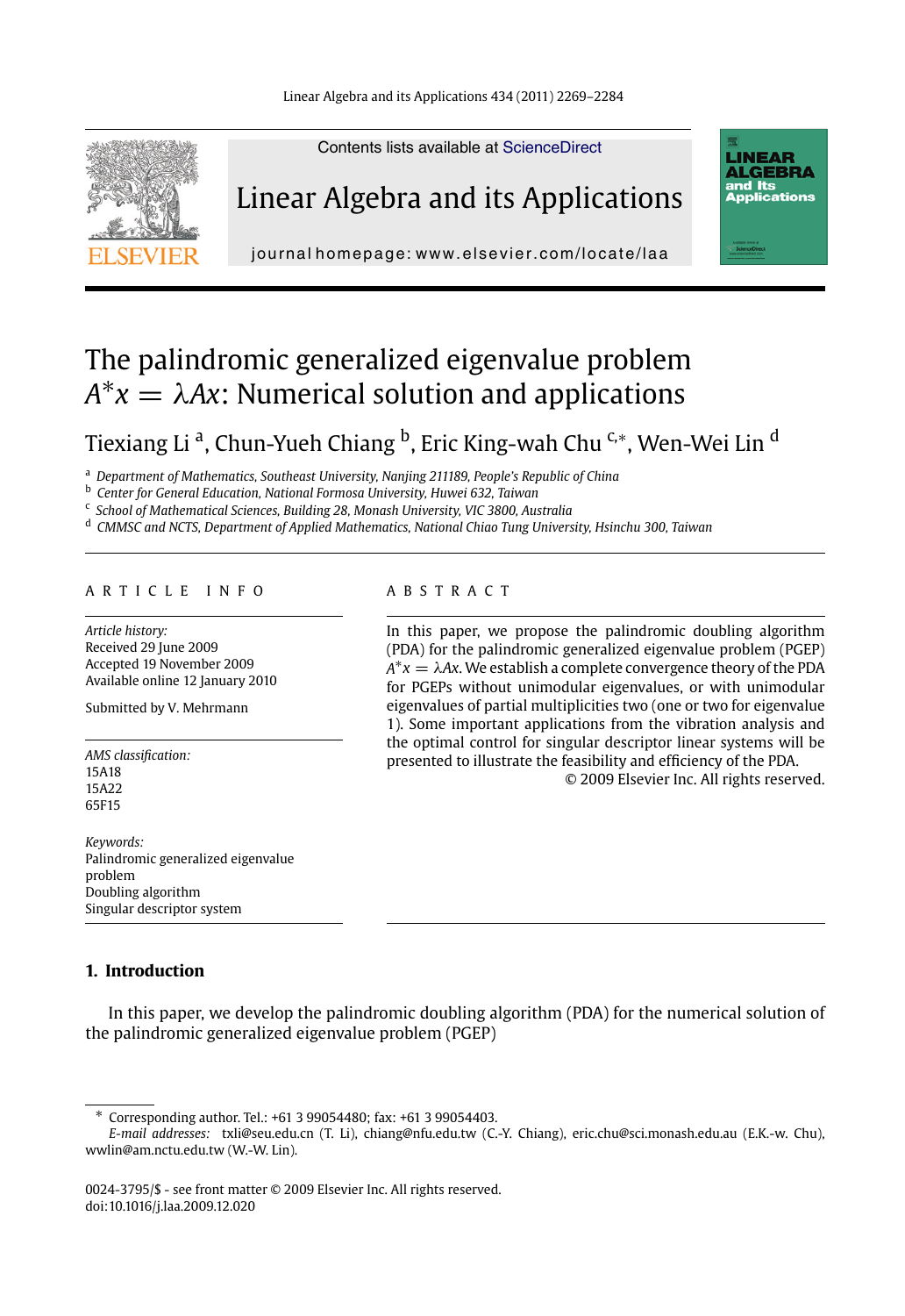Contents lists available at ScienceDirect

Linear Algebra and its Applications

journal homepage: www.elsevier.com/locate/laa

# The palindromic generalized eigenvalue problem $A^*x = \lambda Ax$: Numerical solution and applications

Tiexiang Li [a], Chun-Yueh Chiang [b], Eric King-wah Chu [c,*], Wen-Wei Lin [d]

[a] *Department of Mathematics, Southeast University, Nanjing 211189, People's Republic of China*
[b] *Center for General Education, National Formosa University, Huwei 632, Taiwan*
[c] *School of Mathematical Sciences, Building 28, Monash University, VIC 3800, Australia*
[d] *CMMSC and NCTS, Department of Applied Mathematics, National Chiao Tung University, Hsinchu 300, Taiwan*

**ARTICLE INFO**

*Article history:*
Received 29 June 2009
Accepted 19 November 2009
Available online 12 January 2010

Submitted by V. Mehrmann

*AMS classification:*
15A18
15A22
65F15

*Keywords:*
Palindromic generalized eigenvalue problem
Doubling algorithm
Singular descriptor system

**ABSTRACT**

In this paper, we propose the palindromic doubling algorithm (PDA) for the palindromic generalized eigenvalue problem (PGEP) $A^*x = \lambda Ax$. We establish a complete convergence theory of the PDA for PGEPs without unimodular eigenvalues, or with unimodular eigenvalues of partial multiplicities two (one or two for eigenvalue 1). Some important applications from the vibration analysis and the optimal control for singular descriptor linear systems will be presented to illustrate the feasibility and efficiency of the PDA.

© 2009 Elsevier Inc. All rights reserved.

## 1. Introduction

In this paper, we develop the palindromic doubling algorithm (PDA) for the numerical solution of the palindromic generalized eigenvalue problem (PGEP)

---

\* Corresponding author. Tel.: +61 3 99054480; fax: +61 3 99054403.
*E-mail addresses:* txli@seu.edu.cn (T. Li), chiang@nfu.edu.tw (C.-Y. Chiang), eric.chu@sci.monash.edu.au (E.K.-w. Chu), wwlin@am.nctu.edu.tw (W.-W. Lin).

0024-3795/$ - see front matter © 2009 Elsevier Inc. All rights reserved.
doi:10.1016/j.laa.2009.12.020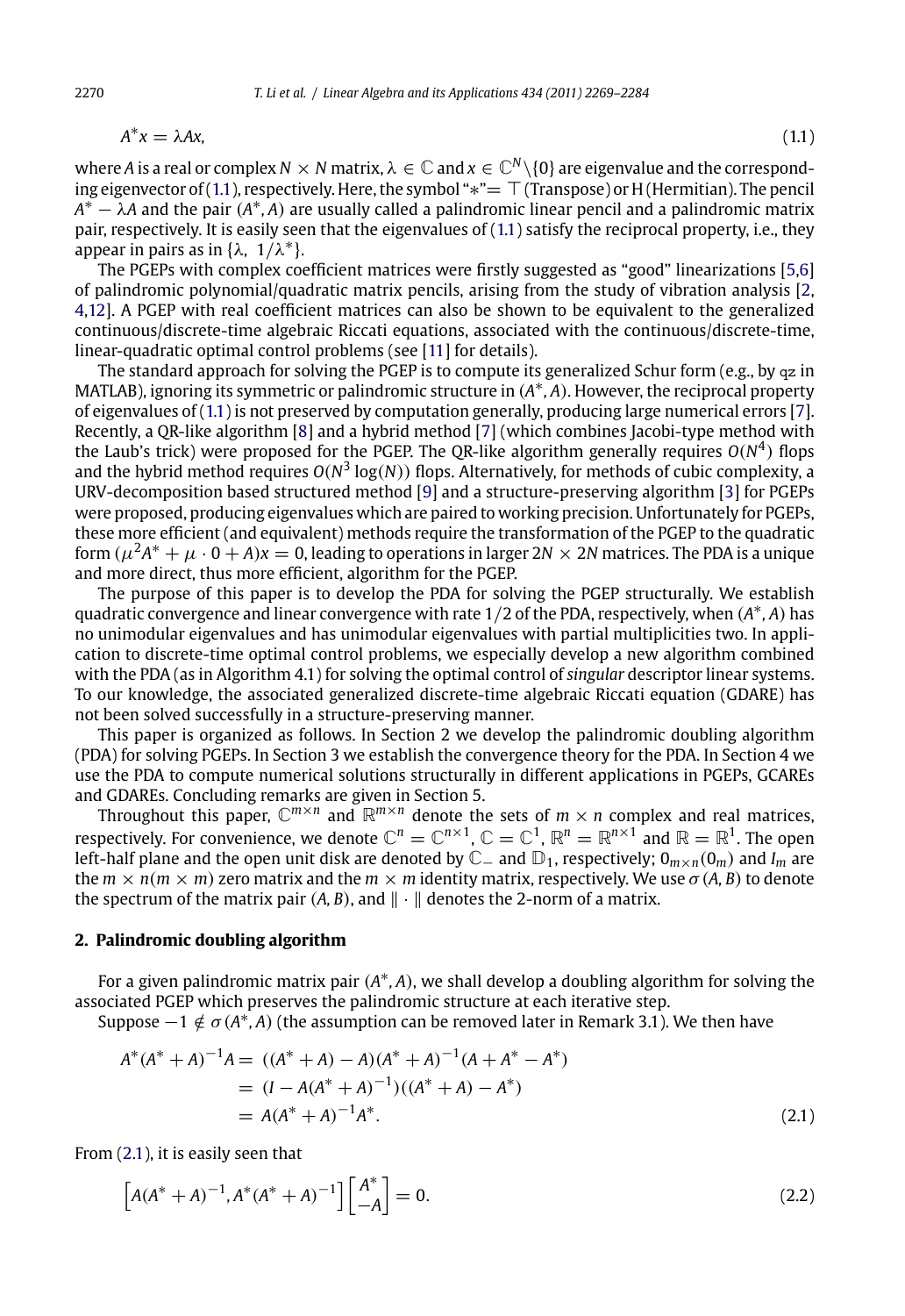$$A^*x = \lambda Ax, \tag{1.1}$$

where $A$ is a real or complex $N \times N$ matrix, $\lambda \in \mathbb{C}$ and $x \in \mathbb{C}^N \backslash \{0\}$ are eigenvalue and the corresponding eigenvector of (1.1), respectively. Here, the symbol "$*$"$=$ $\top$ (Transpose) or H (Hermitian). The pencil $A^* - \lambda A$ and the pair $(A^*, A)$ are usually called a palindromic linear pencil and a palindromic matrix pair, respectively. It is easily seen that the eigenvalues of (1.1) satisfy the reciprocal property, i.e., they appear in pairs as in $\{\lambda, \ 1/\lambda^*\}$.

The PGEPs with complex coefficient matrices were firstly suggested as "good" linearizations [5,6] of palindromic polynomial/quadratic matrix pencils, arising from the study of vibration analysis [2,4,12]. A PGEP with real coefficient matrices can also be shown to be equivalent to the generalized continuous/discrete-time algebraic Riccati equations, associated with the continuous/discrete-time, linear-quadratic optimal control problems (see [11] for details).

The standard approach for solving the PGEP is to compute its generalized Schur form (e.g., by qz in MATLAB), ignoring its symmetric or palindromic structure in $(A^*, A)$. However, the reciprocal property of eigenvalues of (1.1) is not preserved by computation generally, producing large numerical errors [7]. Recently, a QR-like algorithm [8] and a hybrid method [7] (which combines Jacobi-type method with the Laub's trick) were proposed for the PGEP. The QR-like algorithm generally requires $O(N^4)$ flops and the hybrid method requires $O(N^3 \log(N))$ flops. Alternatively, for methods of cubic complexity, a URV-decomposition based structured method [9] and a structure-preserving algorithm [3] for PGEPs were proposed, producing eigenvalues which are paired to working precision. Unfortunately for PGEPs, these more efficient (and equivalent) methods require the transformation of the PGEP to the quadratic form $(\mu^2 A^* + \mu \cdot 0 + A)x = 0$, leading to operations in larger $2N \times 2N$ matrices. The PDA is a unique and more direct, thus more efficient, algorithm for the PGEP.

The purpose of this paper is to develop the PDA for solving the PGEP structurally. We establish quadratic convergence and linear convergence with rate 1/2 of the PDA, respectively, when $(A^*, A)$ has no unimodular eigenvalues and has unimodular eigenvalues with partial multiplicities two. In application to discrete-time optimal control problems, we especially develop a new algorithm combined with the PDA (as in Algorithm 4.1) for solving the optimal control of *singular* descriptor linear systems. To our knowledge, the associated generalized discrete-time algebraic Riccati equation (GDARE) has not been solved successfully in a structure-preserving manner.

This paper is organized as follows. In Section 2 we develop the palindromic doubling algorithm (PDA) for solving PGEPs. In Section 3 we establish the convergence theory for the PDA. In Section 4 we use the PDA to compute numerical solutions structurally in different applications in PGEPs, GCAREs and GDAREs. Concluding remarks are given in Section 5.

Throughout this paper, $\mathbb{C}^{m \times n}$ and $\mathbb{R}^{m \times n}$ denote the sets of $m \times n$ complex and real matrices, respectively. For convenience, we denote $\mathbb{C}^n = \mathbb{C}^{n \times 1}$, $\mathbb{C} = \mathbb{C}^1$, $\mathbb{R}^n = \mathbb{R}^{n \times 1}$ and $\mathbb{R} = \mathbb{R}^1$. The open left-half plane and the open unit disk are denoted by $\mathbb{C}_-$ and $\mathbb{D}_1$, respectively; $0_{m \times n} (0_m)$ and $I_m$ are the $m \times n (m \times m)$ zero matrix and the $m \times m$ identity matrix, respectively. We use $\sigma(A, B)$ to denote the spectrum of the matrix pair $(A, B)$, and $\| \cdot \|$ denotes the 2-norm of a matrix.

## 2. Palindromic doubling algorithm

For a given palindromic matrix pair $(A^*, A)$, we shall develop a doubling algorithm for solving the associated PGEP which preserves the palindromic structure at each iterative step.

Suppose $-1 \notin \sigma(A^*, A)$ (the assumption can be removed later in Remark 3.1). We then have

$$\begin{aligned} A^*(A^* + A)^{-1}A &= ((A^* + A) - A)(A^* + A)^{-1}(A + A^* - A^*) \\ &= (I - A(A^* + A)^{-1})((A^* + A) - A^*) \\ &= A(A^* + A)^{-1}A^*. \end{aligned} \tag{2.1}$$

From (2.1), it is easily seen that

$$\left[ A(A^* + A)^{-1}, A^*(A^* + A)^{-1} \right] \begin{bmatrix} A^* \\ -A \end{bmatrix} = 0. \tag{2.2}$$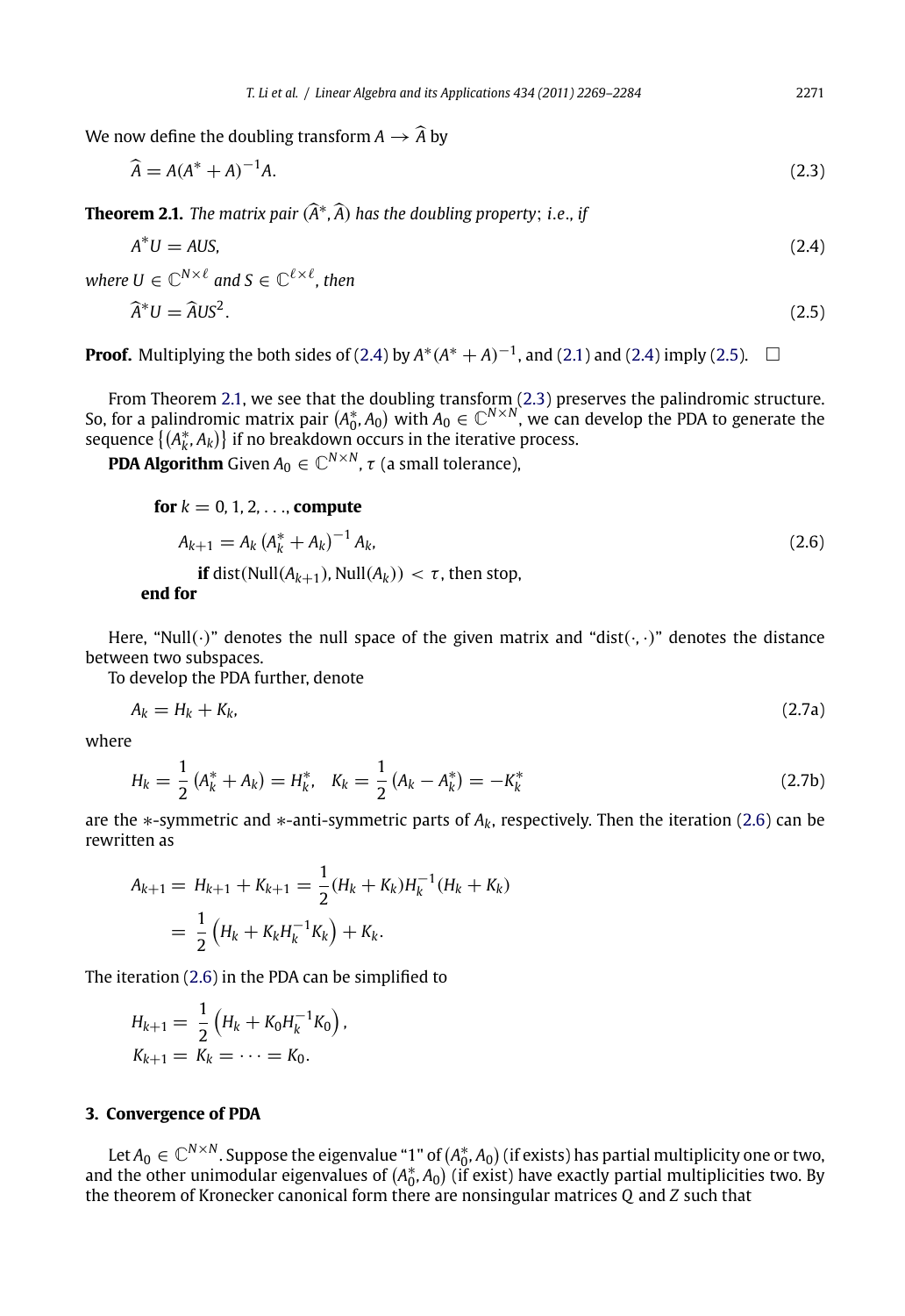We now define the doubling transform $A \to \widehat{A}$ by

$$\widehat{A} = A(A^* + A)^{-1}A. \tag{2.3}$$

**Theorem 2.1.** *The matrix pair $(\widehat{A}^*, \widehat{A})$ has the doubling property; i.e., if*

$$A^*U = AUS, \tag{2.4}$$

*where $U \in \mathbb{C}^{N\times \ell}$ and $S \in \mathbb{C}^{\ell\times\ell}$, then*

$$\widehat{A}^*U = \widehat{A}US^2. \tag{2.5}$$

**Proof.** Multiplying the both sides of (2.4) by $A^*(A^* + A)^{-1}$, and (2.1) and (2.4) imply (2.5). □

From Theorem 2.1, we see that the doubling transform (2.3) preserves the palindromic structure. So, for a palindromic matrix pair $(A_0^*, A_0)$ with $A_0 \in \mathbb{C}^{N\times N}$, we can develop the PDA to generate the sequence $\{(A_k^*, A_k)\}$ if no breakdown occurs in the iterative process.

**PDA Algorithm** Given $A_0 \in \mathbb{C}^{N\times N}$, $\tau$ (a small tolerance),

**for** $k = 0, 1, 2, \ldots$, **compute**

$$A_{k+1} = A_k \left(A_k^* + A_k\right)^{-1} A_k, \tag{2.6}$$

**if** $\mathrm{dist}(\mathrm{Null}(A_{k+1}), \mathrm{Null}(A_k)) < \tau$, then stop,

**end for**

Here, "Null(·)" denotes the null space of the given matrix and "dist(·,·)" denotes the distance between two subspaces.

To develop the PDA further, denote

$$A_k = H_k + K_k, \tag{2.7a}$$

where

$$H_k = \frac{1}{2}\left(A_k^* + A_k\right) = H_k^*, \quad K_k = \frac{1}{2}\left(A_k - A_k^*\right) = -K_k^* \tag{2.7b}$$

are the $*$-symmetric and $*$-anti-symmetric parts of $A_k$, respectively. Then the iteration (2.6) can be rewritten as

$$\begin{aligned} A_{k+1} = {} & H_{k+1} + K_{k+1} = \frac{1}{2}(H_k + K_k)H_k^{-1}(H_k + K_k) \\ = {} & \frac{1}{2}\left(H_k + K_k H_k^{-1} K_k\right) + K_k. \end{aligned}$$

The iteration (2.6) in the PDA can be simplified to

$$\begin{aligned} H_{k+1} &= \frac{1}{2}\left(H_k + K_0 H_k^{-1} K_0\right), \\ K_{k+1} &= K_k = \cdots = K_0. \end{aligned}$$

## 3. Convergence of PDA

Let $A_0 \in \mathbb{C}^{N\times N}$. Suppose the eigenvalue "1" of $(A_0^*, A_0)$ (if exists) has partial multiplicity one or two, and the other unimodular eigenvalues of $(A_0^*, A_0)$ (if exist) have exactly partial multiplicities two. By the theorem of Kronecker canonical form there are nonsingular matrices $Q$ and $Z$ such that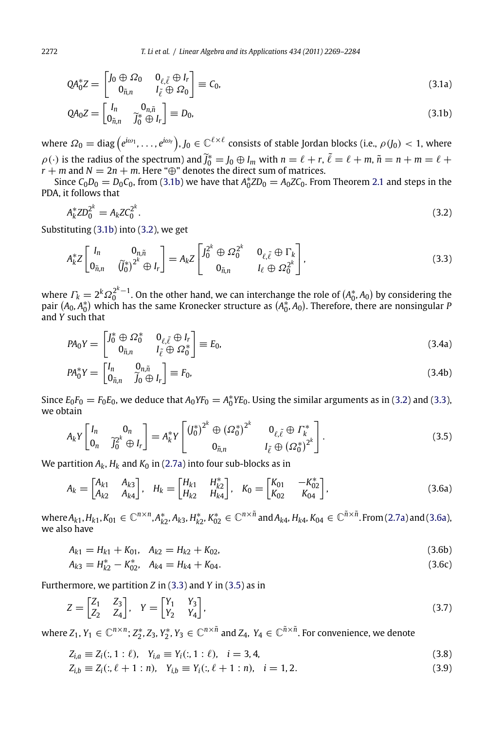$$QA_0^*Z = \begin{bmatrix} J_0 \oplus \Omega_0 & 0_{\ell,\tilde{\ell}} \oplus I_r \\ 0_{\tilde{n},n} & I_{\tilde{\ell}} \oplus \Omega_0 \end{bmatrix} \equiv C_0, \tag{3.1a}$$

$$QA_0Z = \begin{bmatrix} I_n & 0_{n,\tilde{n}} \\ 0_{\tilde{n},n} & \widetilde{J}_0^* \oplus I_r \end{bmatrix} \equiv D_0, \tag{3.1b}$$

where $\Omega_0 = \text{diag}\left(e^{i\omega_1}, \ldots, e^{i\omega_r}\right)$, $J_0 \in \mathbb{C}^{\ell \times \ell}$ consists of stable Jordan blocks (i.e., $\rho(J_0) < 1$, where $\rho(\cdot)$ is the radius of the spectrum) and $\widetilde{J}_0^* = J_0 \oplus I_m$ with $n = \ell + r$, $\tilde{\ell} = \ell + m$, $\tilde{n} = n + m = \ell + r + m$ and $N = 2n + m$. Here "$\oplus$" denotes the direct sum of matrices.

Since $C_0D_0 = D_0C_0$, from (3.1b) we have that $A_0^*ZD_0 = A_0ZC_0$. From Theorem 2.1 and steps in the PDA, it follows that

$$A_k^*ZD_0^{2^k} = A_kZC_0^{2^k}. \tag{3.2}$$

Substituting (3.1b) into (3.2), we get

$$A_k^*Z \begin{bmatrix} I_n & 0_{n,\tilde{n}} \\ 0_{\tilde{n},n} & (\widetilde{J}_0^*)^{2^k} \oplus I_r \end{bmatrix} = A_kZ \begin{bmatrix} J_0^{2^k} \oplus \Omega_0^{2^k} & 0_{\ell,\tilde{\ell}} \oplus \Gamma_k \\ 0_{\tilde{n},n} & I_\ell \oplus \Omega_0^{2^k} \end{bmatrix}, \tag{3.3}$$

where $\Gamma_k = 2^k \Omega_0^{2^k - 1}$. On the other hand, we can interchange the role of $(A_0^*, A_0)$ by considering the pair $(A_0, A_0^*)$ which has the same Kronecker structure as $(A_0^*, A_0)$. Therefore, there are nonsingular $P$ and $Y$ such that

$$PA_0Y = \begin{bmatrix} J_0^* \oplus \Omega_0^* & 0_{\ell,\tilde{\ell}} \oplus I_r \\ 0_{\tilde{n},n} & I_{\tilde{\ell}} \oplus \Omega_0^* \end{bmatrix} \equiv E_0, \tag{3.4a}$$

$$PA_0^*Y = \begin{bmatrix} I_n & 0_{n,\tilde{n}} \\ 0_{\tilde{n},n} & \widetilde{J}_0 \oplus I_r \end{bmatrix} \equiv F_0, \tag{3.4b}$$

Since $E_0F_0 = F_0E_0$, we deduce that $A_0YF_0 = A_0^*YE_0$. Using the similar arguments as in (3.2) and (3.3), we obtain

$$A_kY \begin{bmatrix} I_n & 0_n \\ 0_n & \widetilde{J}_0^{2^k} \oplus I_r \end{bmatrix} = A_k^*Y \begin{bmatrix} (J_0^*)^{2^k} \oplus (\Omega_0^*)^{2^k} & 0_{\ell,\tilde{\ell}} \oplus \Gamma_k^* \\ 0_{\tilde{n},n} & I_{\tilde{\ell}} \oplus (\Omega_0^*)^{2^k} \end{bmatrix}. \tag{3.5}$$

We partition $A_k$, $H_k$ and $K_0$ in (2.7a) into four sub-blocks as in

$$A_k = \begin{bmatrix} A_{k1} & A_{k3} \\ A_{k2} & A_{k4} \end{bmatrix}, \quad H_k = \begin{bmatrix} H_{k1} & H_{k2}^* \\ H_{k2} & H_{k4} \end{bmatrix}, \quad K_0 = \begin{bmatrix} K_{01} & -K_{02}^* \\ K_{02} & K_{04} \end{bmatrix}, \tag{3.6a}$$

where $A_{k1}, H_{k1}, K_{01} \in \mathbb{C}^{n \times n}$, $A_{k2}^*, A_{k3}, H_{k2}^*, K_{02}^* \in \mathbb{C}^{n \times \tilde{n}}$ and $A_{k4}, H_{k4}, K_{04} \in \mathbb{C}^{\tilde{n} \times \tilde{n}}$. From (2.7a) and (3.6a), we also have

$$A_{k1} = H_{k1} + K_{01}, \quad A_{k2} = H_{k2} + K_{02}, \tag{3.6b}$$

$$A_{k3} = H_{k2}^* - K_{02}^*, \quad A_{k4} = H_{k4} + K_{04}. \tag{3.6c}$$

Furthermore, we partition $Z$ in (3.3) and $Y$ in (3.5) as in

$$Z = \begin{bmatrix} Z_1 & Z_3 \\ Z_2 & Z_4 \end{bmatrix}, \quad Y = \begin{bmatrix} Y_1 & Y_3 \\ Y_2 & Y_4 \end{bmatrix}, \tag{3.7}$$

where $Z_1, Y_1 \in \mathbb{C}^{n \times n}$; $Z_2^*, Z_3, Y_2^*, Y_3 \in \mathbb{C}^{n \times \tilde{n}}$ and $Z_4$, $Y_4 \in \mathbb{C}^{\tilde{n} \times \tilde{n}}$. For convenience, we denote

$$Z_{i,a} \equiv Z_i(:, 1:\ell), \quad Y_{i,a} \equiv Y_i(:, 1:\ell), \quad i = 3, 4, \tag{3.8}$$

$$Z_{i,b} \equiv Z_i(:, \ell+1:n), \quad Y_{i,b} \equiv Y_i(:, \ell+1:n), \quad i = 1, 2. \tag{3.9}$$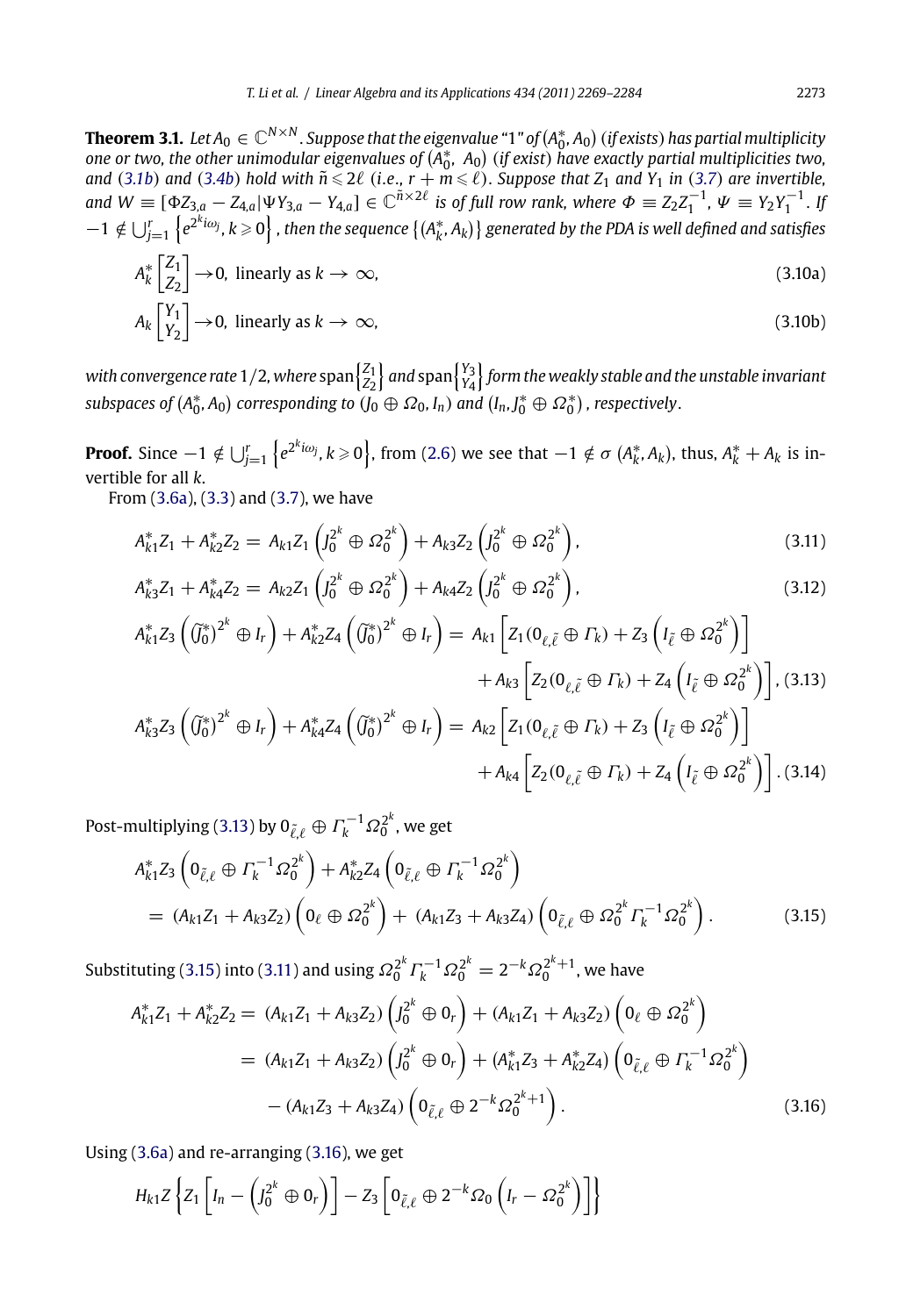**Theorem 3.1.** *Let $A_0 \in \mathbb{C}^{N\times N}$. Suppose that the eigenvalue "1" of $(A_0^*, A_0)$ (if exists) has partial multiplicity one or two, the other unimodular eigenvalues of $(A_0^*, A_0)$ (if exist) have exactly partial multiplicities two, and (3.1b) and (3.4b) hold with $\tilde{n} \leqslant 2\ell$ (i.e., $r + m \leqslant \ell$). Suppose that $Z_1$ and $Y_1$ in (3.7) are invertible, and $W \equiv [\Phi Z_{3,a} - Z_{4,a} | \Psi Y_{3,a} - Y_{4,a}] \in \mathbb{C}^{\tilde{n}\times 2\ell}$ is of full row rank, where $\Phi \equiv Z_2 Z_1^{-1}$, $\Psi \equiv Y_2 Y_1^{-1}$. If $-1 \notin \bigcup_{j=1}^{r} \left\{ e^{2^k i\omega_j}, k \geqslant 0 \right\}$, then the sequence $\{(A_k^*, A_k)\}$ generated by the PDA is well defined and satisfies*

$$A_k^* \begin{bmatrix} Z_1 \\ Z_2 \end{bmatrix} \to 0, \text{ linearly as } k \to \infty, \tag{3.10a}$$

$$A_k \begin{bmatrix} Y_1 \\ Y_2 \end{bmatrix} \to 0, \text{ linearly as } k \to \infty, \tag{3.10b}$$

*with convergence rate $1/2$, where* $\operatorname{span}\begin{Bmatrix} Z_1 \\ Z_2 \end{Bmatrix}$ *and* $\operatorname{span}\begin{Bmatrix} Y_3 \\ Y_4 \end{Bmatrix}$ *form the weakly stable and the unstable invariant subspaces of $(A_0^*, A_0)$ corresponding to $(J_0 \oplus \Omega_0, I_n)$ and $(I_n, J_0^* \oplus \Omega_0^*)$, respectively.*

**Proof.** Since $-1 \notin \bigcup_{j=1}^{r} \left\{ e^{2^k i\omega_j}, k \geqslant 0 \right\}$, from (2.6) we see that $-1 \notin \sigma(A_k^*, A_k)$, thus, $A_k^* + A_k$ is invertible for all $k$.

From (3.6a), (3.3) and (3.7), we have

$$A_{k1}^* Z_1 + A_{k2}^* Z_2 = A_{k1} Z_1 \left( J_0^{2^k} \oplus \Omega_0^{2^k} \right) + A_{k3} Z_2 \left( J_0^{2^k} \oplus \Omega_0^{2^k} \right), \tag{3.11}$$

$$A_{k3}^* Z_1 + A_{k4}^* Z_2 = A_{k2} Z_1 \left( J_0^{2^k} \oplus \Omega_0^{2^k} \right) + A_{k4} Z_2 \left( J_0^{2^k} \oplus \Omega_0^{2^k} \right), \tag{3.12}$$

$$\begin{aligned} A_{k1}^* Z_3 \left( (\tilde{J}_0^*)^{2^k} \oplus I_r \right) + A_{k2}^* Z_4 \left( (\tilde{J}_0^*)^{2^k} \oplus I_r \right) = {} & A_{k1} \left[ Z_1 (0_{\ell,\tilde{\ell}} \oplus \Gamma_k) + Z_3 \left( I_{\tilde{\ell}} \oplus \Omega_0^{2^k} \right) \right] \\ & + A_{k3} \left[ Z_2 (0_{\ell,\tilde{\ell}} \oplus \Gamma_k) + Z_4 \left( I_{\tilde{\ell}} \oplus \Omega_0^{2^k} \right) \right], \end{aligned} \tag{3.13}$$

$$\begin{aligned} A_{k3}^* Z_3 \left( (\tilde{J}_0^*)^{2^k} \oplus I_r \right) + A_{k4}^* Z_4 \left( (\tilde{J}_0^*)^{2^k} \oplus I_r \right) = {} & A_{k2} \left[ Z_1 (0_{\ell,\tilde{\ell}} \oplus \Gamma_k) + Z_3 \left( I_{\tilde{\ell}} \oplus \Omega_0^{2^k} \right) \right] \\ & + A_{k4} \left[ Z_2 (0_{\ell,\tilde{\ell}} \oplus \Gamma_k) + Z_4 \left( I_{\tilde{\ell}} \oplus \Omega_0^{2^k} \right) \right]. \end{aligned} \tag{3.14}$$

Post-multiplying (3.13) by $0_{\tilde{\ell},\ell} \oplus \Gamma_k^{-1} \Omega_0^{2^k}$, we get

$$\begin{aligned} & A_{k1}^* Z_3 \left( 0_{\tilde{\ell},\ell} \oplus \Gamma_k^{-1} \Omega_0^{2^k} \right) + A_{k2}^* Z_4 \left( 0_{\tilde{\ell},\ell} \oplus \Gamma_k^{-1} \Omega_0^{2^k} \right) \\ & = (A_{k1} Z_1 + A_{k3} Z_2) \left( 0_\ell \oplus \Omega_0^{2^k} \right) + (A_{k1} Z_3 + A_{k3} Z_4) \left( 0_{\tilde{\ell},\ell} \oplus \Omega_0^{2^k} \Gamma_k^{-1} \Omega_0^{2^k} \right). \end{aligned} \tag{3.15}$$

Substituting (3.15) into (3.11) and using $\Omega_0^{2^k} \Gamma_k^{-1} \Omega_0^{2^k} = 2^{-k} \Omega_0^{2^k+1}$, we have

$$\begin{aligned} A_{k1}^* Z_1 + A_{k2}^* Z_2 = {} & (A_{k1} Z_1 + A_{k3} Z_2) \left( J_0^{2^k} \oplus 0_r \right) + (A_{k1} Z_1 + A_{k3} Z_2) \left( 0_\ell \oplus \Omega_0^{2^k} \right) \\ = {} & (A_{k1} Z_1 + A_{k3} Z_2) \left( J_0^{2^k} \oplus 0_r \right) + (A_{k1}^* Z_3 + A_{k2}^* Z_4) \left( 0_{\tilde{\ell},\ell} \oplus \Gamma_k^{-1} \Omega_0^{2^k} \right) \\ & - (A_{k1} Z_3 + A_{k3} Z_4) \left( 0_{\tilde{\ell},\ell} \oplus 2^{-k} \Omega_0^{2^k+1} \right). \end{aligned} \tag{3.16}$$

Using (3.6a) and re-arranging (3.16), we get

$$H_{k1} Z \left\{ Z_1 \left[ I_n - \left( J_0^{2^k} \oplus 0_r \right) \right] - Z_3 \left[ 0_{\tilde{\ell},\ell} \oplus 2^{-k} \Omega_0 \left( I_r - \Omega_0^{2^k} \right) \right] \right\}$$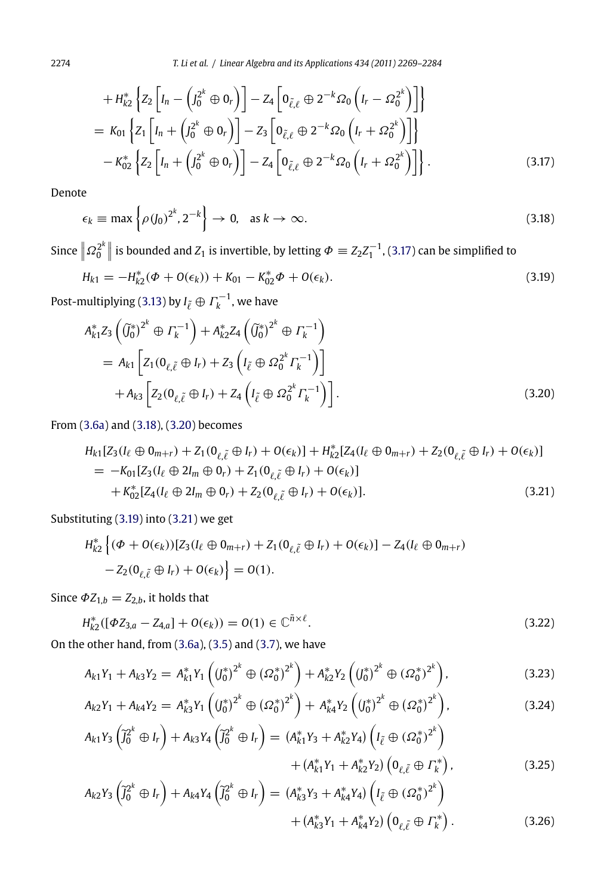$$
\begin{aligned}
&+ H_{k2}^*\left\{Z_2\left[I_n - \left(J_0^{2^k} \oplus 0_r\right)\right] - Z_4\left[0_{\tilde{\ell},\ell} \oplus 2^{-k}\Omega_0\left(I_r - \Omega_0^{2^k}\right)\right]\right\} \\
&= K_{01}\left\{Z_1\left[I_n + \left(J_0^{2^k} \oplus 0_r\right)\right] - Z_3\left[0_{\tilde{\ell},\ell} \oplus 2^{-k}\Omega_0\left(I_r + \Omega_0^{2^k}\right)\right]\right\} \\
&\quad - K_{02}^*\left\{Z_2\left[I_n + \left(J_0^{2^k} \oplus 0_r\right)\right] - Z_4\left[0_{\tilde{\ell},\ell} \oplus 2^{-k}\Omega_0\left(I_r + \Omega_0^{2^k}\right)\right]\right\}.
\end{aligned} \tag{3.17}
$$

Denote

$$
\epsilon_k \equiv \max\left\{\rho(J_0)^{2^k}, 2^{-k}\right\} \to 0, \quad \text{as } k \to \infty. \tag{3.18}
$$

Since $\left\|\Omega_0^{2^k}\right\|$ is bounded and $Z_1$ is invertible, by letting $\Phi \equiv Z_2 Z_1^{-1}$, (3.17) can be simplified to

$$
H_{k1} = -H_{k2}^*(\Phi + O(\epsilon_k)) + K_{01} - K_{02}^*\Phi + O(\epsilon_k). \tag{3.19}
$$

Post-multiplying (3.13) by $I_{\tilde{\ell}} \oplus \Gamma_k^{-1}$, we have

$$
\begin{aligned}
&A_{k1}^* Z_3\left(\left(\tilde{J}_0^*\right)^{2^k} \oplus \Gamma_k^{-1}\right) + A_{k2}^* Z_4\left(\left(\tilde{J}_0^*\right)^{2^k} \oplus \Gamma_k^{-1}\right) \\
&= A_{k1}\left[Z_1(0_{\ell,\tilde{\ell}} \oplus I_r) + Z_3\left(I_{\tilde{\ell}} \oplus \Omega_0^{2^k}\Gamma_k^{-1}\right)\right] \\
&\quad + A_{k3}\left[Z_2(0_{\ell,\tilde{\ell}} \oplus I_r) + Z_4\left(I_{\tilde{\ell}} \oplus \Omega_0^{2^k}\Gamma_k^{-1}\right)\right].
\end{aligned} \tag{3.20}
$$

From (3.6a) and (3.18), (3.20) becomes

$$
\begin{aligned}
&H_{k1}[Z_3(I_\ell \oplus 0_{m+r}) + Z_1(0_{\ell,\tilde{\ell}} \oplus I_r) + O(\epsilon_k)] + H_{k2}^*[Z_4(I_\ell \oplus 0_{m+r}) + Z_2(0_{\ell,\tilde{\ell}} \oplus I_r) + O(\epsilon_k)] \\
&= -K_{01}[Z_3(I_\ell \oplus 2I_m \oplus 0_r) + Z_1(0_{\ell,\tilde{\ell}} \oplus I_r) + O(\epsilon_k)] \\
&\quad + K_{02}^*[Z_4(I_\ell \oplus 2I_m \oplus 0_r) + Z_2(0_{\ell,\tilde{\ell}} \oplus I_r) + O(\epsilon_k)].
\end{aligned} \tag{3.21}
$$

Substituting (3.19) into (3.21) we get

$$
\begin{aligned}
&H_{k2}^*\Big\{(\Phi + O(\epsilon_k))[Z_3(I_\ell \oplus 0_{m+r}) + Z_1(0_{\ell,\tilde{\ell}} \oplus I_r) + O(\epsilon_k)] - Z_4(I_\ell \oplus 0_{m+r}) \\
&\quad - Z_2(0_{\ell,\tilde{\ell}} \oplus I_r) + O(\epsilon_k)\Big\} = O(1).
\end{aligned}
$$

Since $\Phi Z_{1,b} = Z_{2,b}$, it holds that

$$
H_{k2}^*([\Phi Z_{3,a} - Z_{4,a}] + O(\epsilon_k)) = O(1) \in \mathbb{C}^{\tilde{n}\times\ell}. \tag{3.22}
$$

On the other hand, from (3.6a), (3.5) and (3.7), we have

$$
A_{k1}Y_1 + A_{k3}Y_2 = A_{k1}^*Y_1\left(\left(J_0^*\right)^{2^k} \oplus \left(\Omega_0^*\right)^{2^k}\right) + A_{k2}^*Y_2\left(\left(J_0^*\right)^{2^k} \oplus \left(\Omega_0^*\right)^{2^k}\right), \tag{3.23}
$$

$$
A_{k2}Y_1 + A_{k4}Y_2 = A_{k3}^*Y_1\left(\left(J_0^*\right)^{2^k} \oplus \left(\Omega_0^*\right)^{2^k}\right) + A_{k4}^*Y_2\left(\left(J_0^*\right)^{2^k} \oplus \left(\Omega_0^*\right)^{2^k}\right), \tag{3.24}
$$

$$
\begin{aligned}
A_{k1}Y_3\left(\tilde{J}_0^{2^k} \oplus I_r\right) + A_{k3}Y_4\left(\tilde{J}_0^{2^k} \oplus I_r\right) &= (A_{k1}^*Y_3 + A_{k2}^*Y_4)\left(I_{\tilde{\ell}} \oplus \left(\Omega_0^*\right)^{2^k}\right) \\
&\quad + (A_{k1}^*Y_1 + A_{k2}^*Y_2)\left(0_{\ell,\tilde{\ell}} \oplus \Gamma_k^*\right),
\end{aligned} \tag{3.25}
$$

$$
\begin{aligned}
A_{k2}Y_3\left(\tilde{J}_0^{2^k} \oplus I_r\right) + A_{k4}Y_4\left(\tilde{J}_0^{2^k} \oplus I_r\right) &= (A_{k3}^*Y_3 + A_{k4}^*Y_4)\left(I_{\tilde{\ell}} \oplus \left(\Omega_0^*\right)^{2^k}\right) \\
&\quad + (A_{k3}^*Y_1 + A_{k4}^*Y_2)\left(0_{\ell,\tilde{\ell}} \oplus \Gamma_k^*\right).
\end{aligned} \tag{3.26}
$$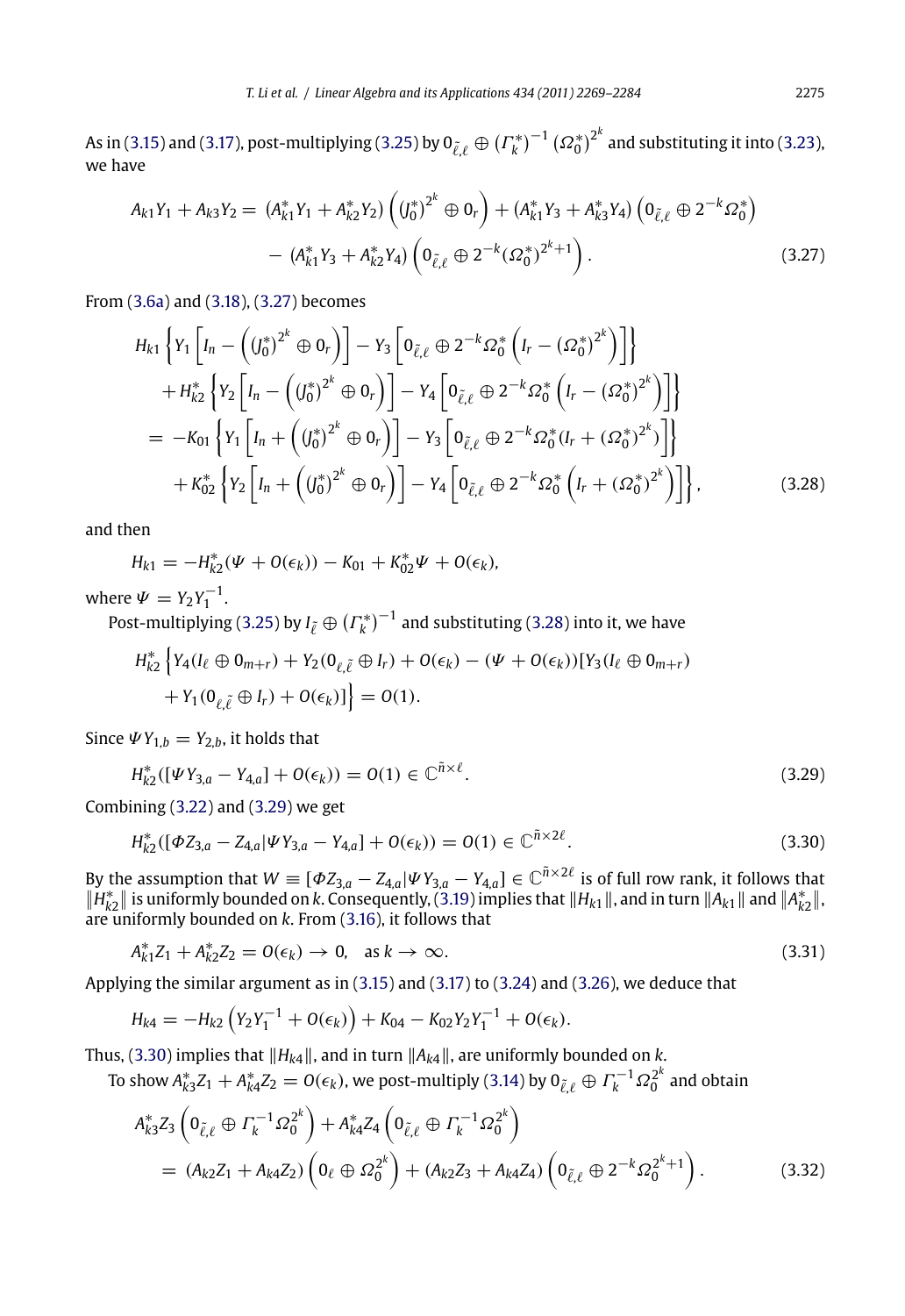As in (3.15) and (3.17), post-multiplying (3.25) by $0_{\tilde{\ell},\ell} \oplus (\Gamma_k^*)^{-1} (\Omega_0^*)^{2^k}$ and substituting it into (3.23), we have

$$
A_{k1}Y_1 + A_{k3}Y_2 = (A_{k1}^* Y_1 + A_{k2}^* Y_2)\left( (J_0^*)^{2^k} \oplus 0_r \right) + (A_{k1}^* Y_3 + A_{k3}^* Y_4)\left(0_{\tilde{\ell},\ell} \oplus 2^{-k}\Omega_0^*\right) - (A_{k1}^* Y_3 + A_{k2}^* Y_4)\left(0_{\tilde{\ell},\ell} \oplus 2^{-k}(\Omega_0^*)^{2^k+1}\right). \tag{3.27}
$$

From (3.6a) and (3.18), (3.27) becomes

$$
\begin{aligned}
&H_{k1}\left\{ Y_1\left[ I_n - \left( (J_0^*)^{2^k} \oplus 0_r \right) \right] - Y_3\left[ 0_{\tilde{\ell},\ell} \oplus 2^{-k}\Omega_0^*\left( I_r - (\Omega_0^*)^{2^k} \right) \right] \right\} \\
&\quad + H_{k2}^*\left\{ Y_2\left[ I_n - \left( (J_0^*)^{2^k} \oplus 0_r \right) \right] - Y_4\left[ 0_{\tilde{\ell},\ell} \oplus 2^{-k}\Omega_0^*\left( I_r - (\Omega_0^*)^{2^k} \right) \right] \right\} \\
&= -K_{01}\left\{ Y_1\left[ I_n + \left( (J_0^*)^{2^k} \oplus 0_r \right) \right] - Y_3\left[ 0_{\tilde{\ell},\ell} \oplus 2^{-k}\Omega_0^*(I_r + (\Omega_0^*)^{2^k}) \right] \right\} \\
&\quad + K_{02}^*\left\{ Y_2\left[ I_n + \left( (J_0^*)^{2^k} \oplus 0_r \right) \right] - Y_4\left[ 0_{\tilde{\ell},\ell} \oplus 2^{-k}\Omega_0^*\left( I_r + (\Omega_0^*)^{2^k} \right) \right] \right\},
\end{aligned} \tag{3.28}
$$

and then

$$
H_{k1} = -H_{k2}^*(\Psi + O(\epsilon_k)) - K_{01} + K_{02}^*\Psi + O(\epsilon_k),
$$

where $\Psi = Y_2 Y_1^{-1}$.

Post-multiplying (3.25) by $I_{\tilde{\ell}} \oplus (\Gamma_k^*)^{-1}$ and substituting (3.28) into it, we have

$$
\begin{aligned}
H_{k2}^*\Big\{ &Y_4(I_\ell \oplus 0_{m+r}) + Y_2(0_{\ell,\tilde{\ell}} \oplus I_r) + O(\epsilon_k) - (\Psi + O(\epsilon_k))[Y_3(I_\ell \oplus 0_{m+r}) \\
&+ Y_1(0_{\ell,\tilde{\ell}} \oplus I_r) + O(\epsilon_k)] \Big\} = O(1).
\end{aligned}
$$

Since $\Psi Y_{1,b} = Y_{2,b}$, it holds that

$$
H_{k2}^*([\Psi Y_{3,a} - Y_{4,a}] + O(\epsilon_k)) = O(1) \in \mathbb{C}^{\tilde{n}\times \ell}. \tag{3.29}
$$

Combining (3.22) and (3.29) we get

$$
H_{k2}^*([\Phi Z_{3,a} - Z_{4,a} | \Psi Y_{3,a} - Y_{4,a}] + O(\epsilon_k)) = O(1) \in \mathbb{C}^{\tilde{n}\times 2\ell}. \tag{3.30}
$$

By the assumption that $W \equiv [\Phi Z_{3,a} - Z_{4,a} | \Psi Y_{3,a} - Y_{4,a}] \in \mathbb{C}^{\tilde{n}\times 2\ell}$ is of full row rank, it follows that $\|H_{k2}^*\|$ is uniformly bounded on $k$. Consequently, (3.19) implies that $\|H_{k1}\|$, and in turn $\|A_{k1}\|$ and $\|A_{k2}^*\|$, are uniformly bounded on $k$. From (3.16), it follows that

$$
A_{k1}^* Z_1 + A_{k2}^* Z_2 = O(\epsilon_k) \to 0, \quad \text{as } k \to \infty. \tag{3.31}
$$

Applying the similar argument as in (3.15) and (3.17) to (3.24) and (3.26), we deduce that

$$
H_{k4} = -H_{k2}\left( Y_2 Y_1^{-1} + O(\epsilon_k) \right) + K_{04} - K_{02} Y_2 Y_1^{-1} + O(\epsilon_k).
$$

Thus, (3.30) implies that $\|H_{k4}\|$, and in turn $\|A_{k4}\|$, are uniformly bounded on $k$.

To show $A_{k3}^* Z_1 + A_{k4}^* Z_2 = O(\epsilon_k)$, we post-multiply (3.14) by $0_{\tilde{\ell},\ell} \oplus \Gamma_k^{-1}\Omega_0^{2^k}$ and obtain

$$
\begin{aligned}
&A_{k3}^* Z_3\left( 0_{\tilde{\ell},\ell} \oplus \Gamma_k^{-1}\Omega_0^{2^k} \right) + A_{k4}^* Z_4\left( 0_{\tilde{\ell},\ell} \oplus \Gamma_k^{-1}\Omega_0^{2^k} \right) \\
&= (A_{k2}Z_1 + A_{k4}Z_2)\left( 0_\ell \oplus \Omega_0^{2^k} \right) + (A_{k2}Z_3 + A_{k4}Z_4)\left( 0_{\tilde{\ell},\ell} \oplus 2^{-k}\Omega_0^{2^k+1} \right).
\end{aligned} \tag{3.32}
$$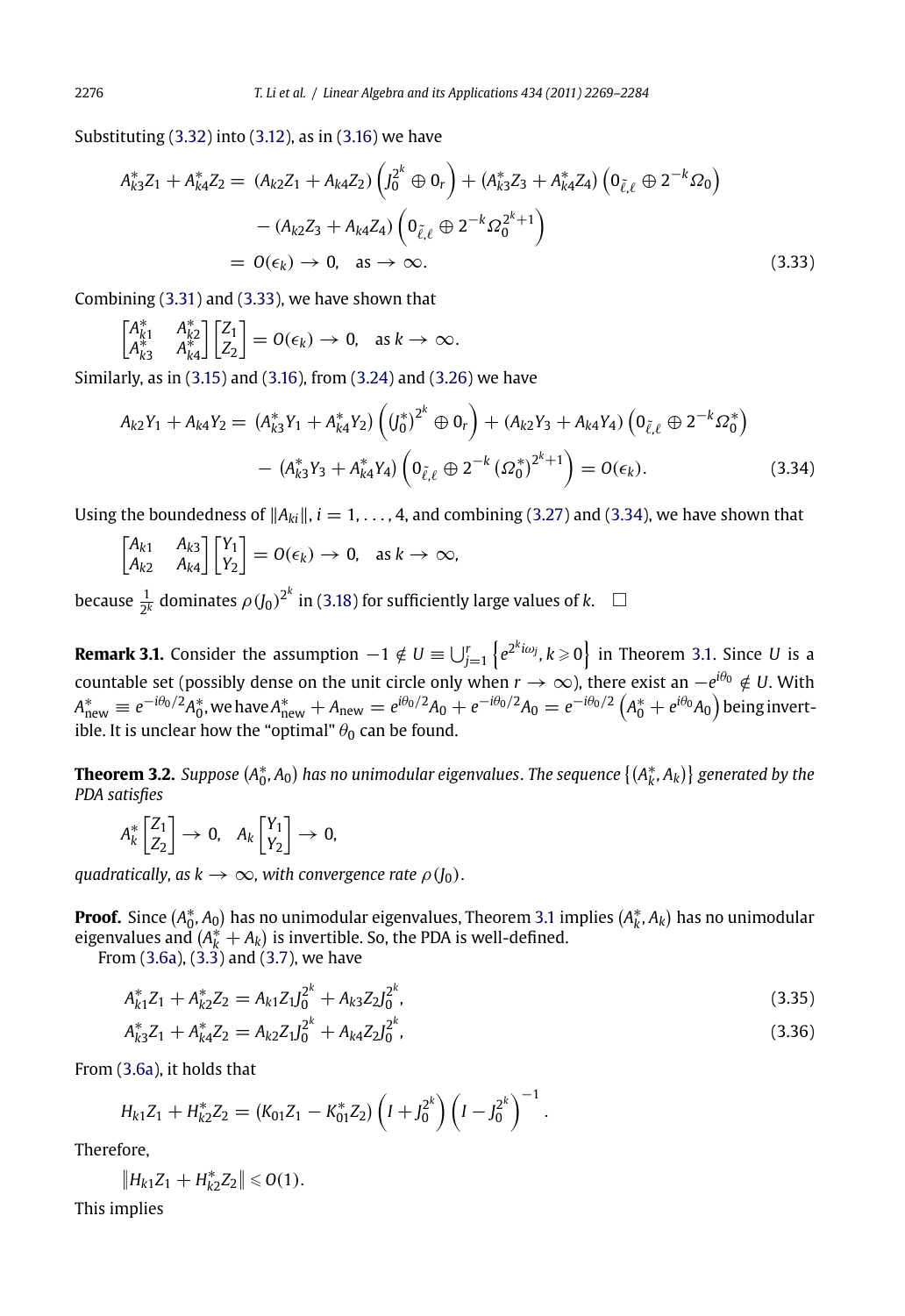Substituting (3.32) into (3.12), as in (3.16) we have

$$
\begin{aligned}
A_{k3}^* Z_1 + A_{k4}^* Z_2 = {} & (A_{k2} Z_1 + A_{k4} Z_2) \left( J_0^{2^k} \oplus 0_r \right) + (A_{k3}^* Z_3 + A_{k4}^* Z_4) \left( 0_{\tilde{\ell},\ell} \oplus 2^{-k} \Omega_0 \right) \\
& - (A_{k2} Z_3 + A_{k4} Z_4) \left( 0_{\tilde{\ell},\ell} \oplus 2^{-k} \Omega_0^{2^k+1} \right) \\
= {} & O(\epsilon_k) \to 0, \quad \text{as} \to \infty.
\end{aligned} \tag{3.33}
$$

Combining (3.31) and (3.33), we have shown that

$$
\begin{bmatrix} A_{k1}^* & A_{k2}^* \\ A_{k3}^* & A_{k4}^* \end{bmatrix} \begin{bmatrix} Z_1 \\ Z_2 \end{bmatrix} = O(\epsilon_k) \to 0, \quad \text{as } k \to \infty.
$$

Similarly, as in (3.15) and (3.16), from (3.24) and (3.26) we have

$$
\begin{aligned}
A_{k2} Y_1 + A_{k4} Y_2 = {} & (A_{k3}^* Y_1 + A_{k4}^* Y_2) \left( (J_0^*)^{2^k} \oplus 0_r \right) + (A_{k2} Y_3 + A_{k4} Y_4) \left( 0_{\tilde{\ell},\ell} \oplus 2^{-k} \Omega_0^* \right) \\
& - (A_{k3}^* Y_3 + A_{k4}^* Y_4) \left( 0_{\tilde{\ell},\ell} \oplus 2^{-k} (\Omega_0^*)^{2^k+1} \right) = O(\epsilon_k).
\end{aligned} \tag{3.34}
$$

Using the boundedness of $\|A_{ki}\|$, $i = 1, \ldots, 4$, and combining (3.27) and (3.34), we have shown that

$$
\begin{bmatrix} A_{k1} & A_{k3} \\ A_{k2} & A_{k4} \end{bmatrix} \begin{bmatrix} Y_1 \\ Y_2 \end{bmatrix} = O(\epsilon_k) \to 0, \quad \text{as } k \to \infty,
$$

because $\frac{1}{2^k}$ dominates $\rho(J_0)^{2^k}$ in (3.18) for sufficiently large values of $k$. $\square$

**Remark 3.1.** Consider the assumption $-1 \notin U \equiv \bigcup_{j=1}^{r} \left\{ e^{2^k i \omega_j}, k \geqslant 0 \right\}$ in Theorem 3.1. Since $U$ is a countable set (possibly dense on the unit circle only when $r \to \infty$), there exist an $-e^{i\theta_0} \notin U$. With $A_{\text{new}}^* \equiv e^{-i\theta_0/2} A_0^*$, we have $A_{\text{new}}^* + A_{\text{new}} = e^{i\theta_0/2} A_0 + e^{-i\theta_0/2} A_0 = e^{-i\theta_0/2} \left( A_0^* + e^{i\theta_0} A_0 \right)$ being invertible. It is unclear how the "optimal" $\theta_0$ can be found.

**Theorem 3.2.** *Suppose $(A_0^*, A_0)$ has no unimodular eigenvalues. The sequence $\{(A_k^*, A_k)\}$ generated by the PDA satisfies*

$$
A_k^* \begin{bmatrix} Z_1 \\ Z_2 \end{bmatrix} \to 0, \quad A_k \begin{bmatrix} Y_1 \\ Y_2 \end{bmatrix} \to 0,
$$

*quadratically, as $k \to \infty$, with convergence rate $\rho(J_0)$.*

**Proof.** Since $(A_0^*, A_0)$ has no unimodular eigenvalues, Theorem 3.1 implies $(A_k^*, A_k)$ has no unimodular eigenvalues and $(A_k^* + A_k)$ is invertible. So, the PDA is well-defined.

From (3.6a), (3.3) and (3.7), we have

$$
A_{k1}^* Z_1 + A_{k2}^* Z_2 = A_{k1} Z_1 J_0^{2^k} + A_{k3} Z_2 J_0^{2^k}, \tag{3.35}
$$

$$
A_{k3}^* Z_1 + A_{k4}^* Z_2 = A_{k2} Z_1 J_0^{2^k} + A_{k4} Z_2 J_0^{2^k}, \tag{3.36}
$$

From (3.6a), it holds that

$$
H_{k1} Z_1 + H_{k2}^* Z_2 = (K_{01} Z_1 - K_{01}^* Z_2) \left( I + J_0^{2^k} \right) \left( I - J_0^{2^k} \right)^{-1}.
$$

Therefore,

$$
\|H_{k1} Z_1 + H_{k2}^* Z_2\| \leqslant O(1).
$$

This implies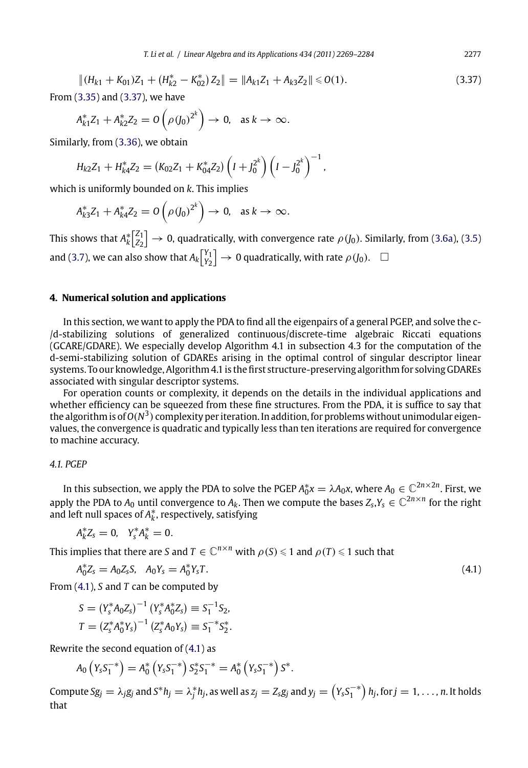$$\|(H_{k1}+K_{01})Z_1+(H_{k2}^*-K_{02}^*)Z_2\| = \|A_{k1}Z_1+A_{k3}Z_2\| \leqslant O(1). \tag{3.37}$$

From (3.35) and (3.37), we have

$$A_{k1}^*Z_1+A_{k2}^*Z_2 = O\left(\rho(J_0)^{2^k}\right) \to 0, \quad \text{as } k\to\infty.$$

Similarly, from (3.36), we obtain

$$H_{k2}Z_1+H_{k4}^*Z_2 = (K_{02}Z_1+K_{04}^*Z_2)\left(I+J_0^{2^k}\right)\left(I-J_0^{2^k}\right)^{-1},$$

which is uniformly bounded on $k$. This implies

$$A_{k3}^*Z_1+A_{k4}^*Z_2 = O\left(\rho(J_0)^{2^k}\right) \to 0, \quad \text{as } k\to\infty.$$

This shows that $A_k^*\begin{bmatrix} Z_1 \\ Z_2\end{bmatrix} \to 0$, quadratically, with convergence rate $\rho(J_0)$. Similarly, from (3.6a), (3.5) and (3.7), we can also show that $A_k\begin{bmatrix} Y_1 \\ Y_2\end{bmatrix} \to 0$ quadratically, with rate $\rho(J_0)$. □

## 4. Numerical solution and applications

In this section, we want to apply the PDA to find all the eigenpairs of a general PGEP, and solve the c-/d-stabilizing solutions of generalized continuous/discrete-time algebraic Riccati equations (GCARE/GDARE). We especially develop Algorithm 4.1 in subsection 4.3 for the computation of the d-semi-stabilizing solution of GDAREs arising in the optimal control of singular descriptor linear systems. To our knowledge, Algorithm 4.1 is the first structure-preserving algorithm for solving GDAREs associated with singular descriptor systems.

For operation counts or complexity, it depends on the details in the individual applications and whether efficiency can be squeezed from these fine structures. From the PDA, it is suffice to say that the algorithm is of $O(N^3)$ complexity per iteration. In addition, for problems without unimodular eigenvalues, the convergence is quadratic and typically less than ten iterations are required for convergence to machine accuracy.

### 4.1. PGEP

In this subsection, we apply the PDA to solve the PGEP $A_0^*x = \lambda A_0x$, where $A_0 \in \mathbb{C}^{2n\times 2n}$. First, we apply the PDA to $A_0$ until convergence to $A_k$. Then we compute the bases $Z_s, Y_s \in \mathbb{C}^{2n\times n}$ for the right and left null spaces of $A_k^*$, respectively, satisfying

$$A_k^*Z_s = 0, \quad Y_s^*A_k^* = 0.$$

This implies that there are $S$ and $T \in \mathbb{C}^{n\times n}$ with $\rho(S) \leqslant 1$ and $\rho(T) \leqslant 1$ such that

$$A_0^*Z_s = A_0Z_sS, \quad A_0Y_s = A_0^*Y_sT. \tag{4.1}$$

From (4.1), $S$ and $T$ can be computed by

$$S = \left(Y_s^*A_0Z_s\right)^{-1}\left(Y_s^*A_0^*Z_s\right) \equiv S_1^{-1}S_2,$$
$$T = \left(Z_s^*A_0^*Y_s\right)^{-1}\left(Z_s^*A_0Y_s\right) \equiv S_1^{-*}S_2^*.$$

Rewrite the second equation of (4.1) as

$$A_0\left(Y_sS_1^{-*}\right) = A_0^*\left(Y_sS_1^{-*}\right)S_2^*S_1^{-*} = A_0^*\left(Y_sS_1^{-*}\right)S^*.$$

Compute $Sg_j = \lambda_j g_j$ and $S^*h_j = \lambda_j^* h_j$, as well as $z_j = Z_s g_j$ and $y_j = \left(Y_sS_1^{-*}\right)h_j$, for $j = 1, \ldots, n$. It holds that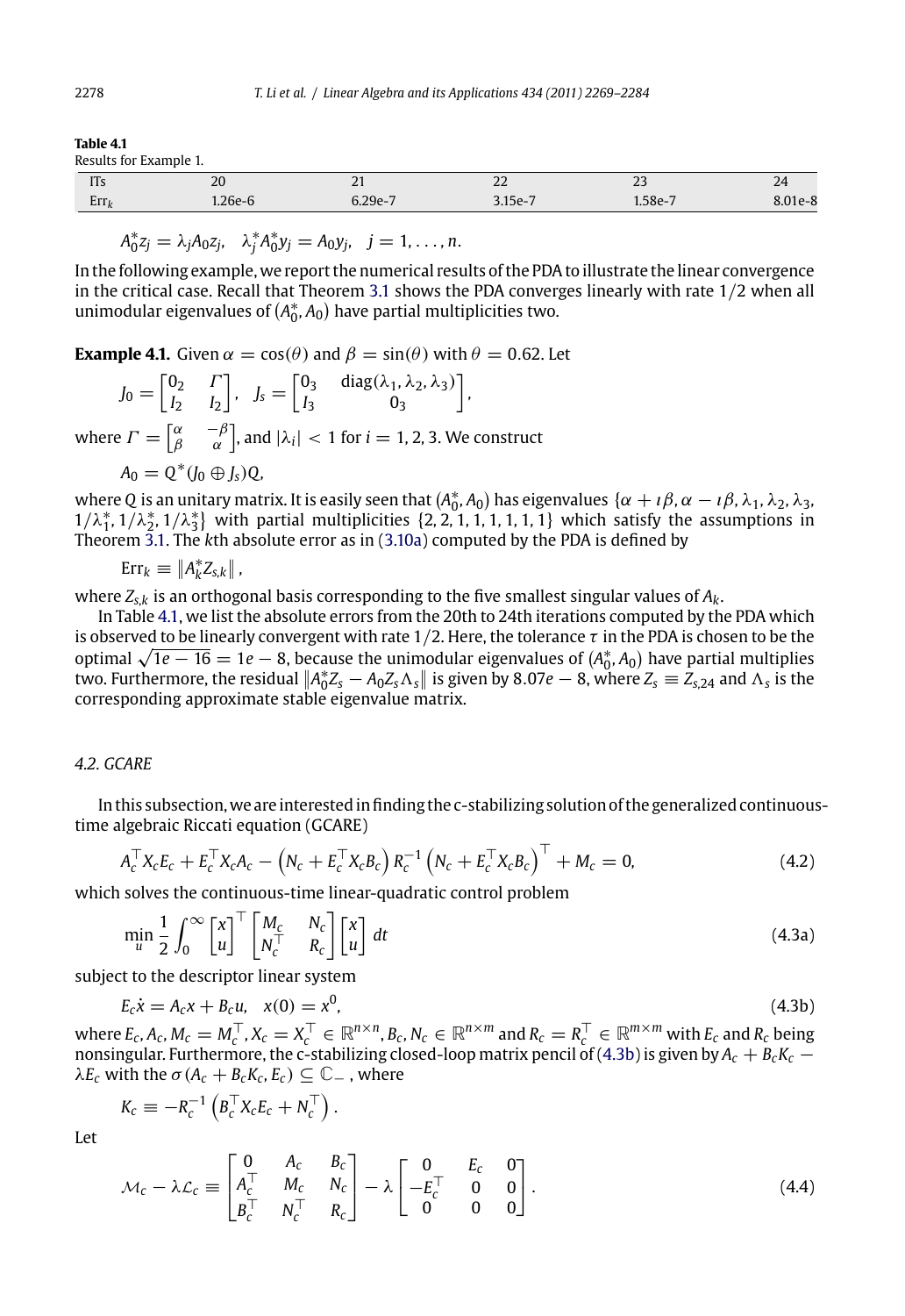**Table 4.1**
Results for Example 1.

| ITs | 20 | 21 | 22 | 23 | 24 |
|---|---|---|---|---|---|
| $\text{Err}_k$ | 1.26e-6 | 6.29e-7 | 3.15e-7 | 1.58e-7 | 8.01e-8 |

$$A_0^* z_j = \lambda_j A_0 z_j, \quad \lambda_j^* A_0^* y_j = A_0 y_j, \quad j = 1, \ldots, n.$$

In the following example, we report the numerical results of the PDA to illustrate the linear convergence in the critical case. Recall that Theorem 3.1 shows the PDA converges linearly with rate 1/2 when all unimodular eigenvalues of $(A_0^*, A_0)$ have partial multiplicities two.

**Example 4.1.** Given $\alpha = \cos(\theta)$ and $\beta = \sin(\theta)$ with $\theta = 0.62$. Let

$$J_0 = \begin{bmatrix} 0_2 & \Gamma \\ I_2 & I_2 \end{bmatrix}, \quad J_s = \begin{bmatrix} 0_3 & \operatorname{diag}(\lambda_1, \lambda_2, \lambda_3) \\ I_3 & 0_3 \end{bmatrix},$$

where $\Gamma = \begin{bmatrix} \alpha & -\beta \\ \beta & \alpha \end{bmatrix}$, and $|\lambda_i| < 1$ for $i = 1, 2, 3$. We construct

$$A_0 = Q^*(J_0 \oplus J_s)Q,$$

where $Q$ is an unitary matrix. It is easily seen that $(A_0^*, A_0)$ has eigenvalues $\{\alpha + \imath\beta, \alpha - \imath\beta, \lambda_1, \lambda_2, \lambda_3, 1/\lambda_1^*, 1/\lambda_2^*, 1/\lambda_3^*\}$ with partial multiplicities $\{2, 2, 1, 1, 1, 1, 1, 1\}$ which satisfy the assumptions in Theorem 3.1. The $k$th absolute error as in (3.10a) computed by the PDA is defined by

$$\text{Err}_k \equiv \left\| A_k^* Z_{s,k} \right\|,$$

where $Z_{s,k}$ is an orthogonal basis corresponding to the five smallest singular values of $A_k$.

In Table 4.1, we list the absolute errors from the 20th to 24th iterations computed by the PDA which is observed to be linearly convergent with rate 1/2. Here, the tolerance $\tau$ in the PDA is chosen to be the optimal $\sqrt{1e-16} = 1e-8$, because the unimodular eigenvalues of $(A_0^*, A_0)$ have partial multiplies two. Furthermore, the residual $\|A_0^* Z_s - A_0 Z_s \Lambda_s\|$ is given by $8.07e-8$, where $Z_s \equiv Z_{s,24}$ and $\Lambda_s$ is the corresponding approximate stable eigenvalue matrix.

### 4.2. GCARE

In this subsection, we are interested in finding the c-stabilizing solution of the generalized continuous-time algebraic Riccati equation (GCARE)

$$A_c^\top X_c E_c + E_c^\top X_c A_c - \left(N_c + E_c^\top X_c B_c\right) R_c^{-1} \left(N_c + E_c^\top X_c B_c\right)^\top + M_c = 0, \tag{4.2}$$

which solves the continuous-time linear-quadratic control problem

$$\min_u \frac{1}{2} \int_0^\infty \begin{bmatrix} x \\ u \end{bmatrix}^\top \begin{bmatrix} M_c & N_c \\ N_c^\top & R_c \end{bmatrix} \begin{bmatrix} x \\ u \end{bmatrix} dt \tag{4.3a}$$

subject to the descriptor linear system

$$E_c \dot{x} = A_c x + B_c u, \quad x(0) = x^0, \tag{4.3b}$$

where $E_c, A_c, M_c = M_c^\top, X_c = X_c^\top \in \mathbb{R}^{n \times n}, B_c, N_c \in \mathbb{R}^{n \times m}$ and $R_c = R_c^\top \in \mathbb{R}^{m \times m}$ with $E_c$ and $R_c$ being nonsingular. Furthermore, the c-stabilizing closed-loop matrix pencil of (4.3b) is given by $A_c + B_c K_c - \lambda E_c$ with the $\sigma(A_c + B_c K_c, E_c) \subseteq \mathbb{C}_-$, where

$$K_c \equiv -R_c^{-1}\left(B_c^\top X_c E_c + N_c^\top\right).$$

Let

$$\mathcal{M}_c - \lambda \mathcal{L}_c \equiv \begin{bmatrix} 0 & A_c & B_c \\ A_c^\top & M_c & N_c \\ B_c^\top & N_c^\top & R_c \end{bmatrix} - \lambda \begin{bmatrix} 0 & E_c & 0 \\ -E_c^\top & 0 & 0 \\ 0 & 0 & 0 \end{bmatrix}. \tag{4.4}$$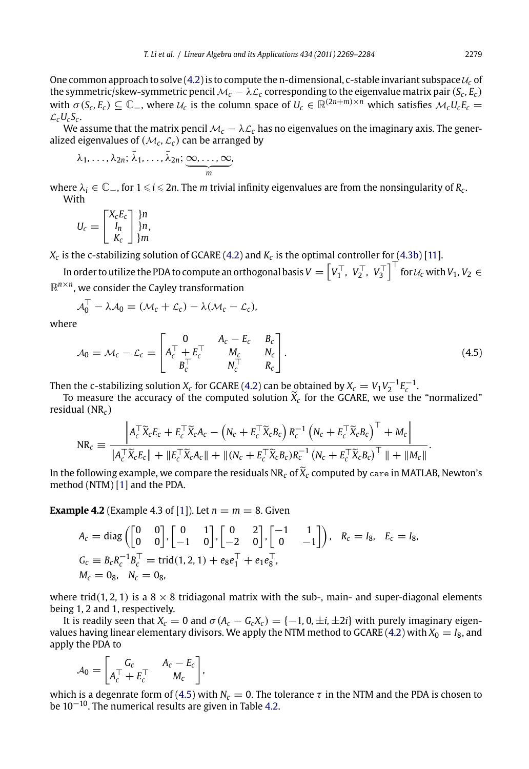One common approach to solve (4.2) is to compute the n-dimensional, c-stable invariant subspace $\mathcal{U}_c$ of the symmetric/skew-symmetric pencil $\mathcal{M}_c - \lambda\mathcal{L}_c$ corresponding to the eigenvalue matrix pair $(S_c, E_c)$ with $\sigma(S_c, E_c) \subseteq \mathbb{C}_-$, where $\mathcal{U}_c$ is the column space of $U_c \in \mathbb{R}^{(2n+m)\times n}$ which satisfies $\mathcal{M}_c U_c E_c = \mathcal{L}_c U_c S_c$.

We assume that the matrix pencil $\mathcal{M}_c - \lambda\mathcal{L}_c$ has no eigenvalues on the imaginary axis. The generalized eigenvalues of $(\mathcal{M}_c, \mathcal{L}_c)$ can be arranged by

$$\lambda_1, \ldots, \lambda_{2n}; \bar{\lambda}_1, \ldots, \bar{\lambda}_{2n}; \underbrace{\infty, \ldots, \infty}_{m},$$

where $\lambda_i \in \mathbb{C}_-$, for $1 \leqslant i \leqslant 2n$. The $m$ trivial infinity eigenvalues are from the nonsingularity of $R_c$.

With

$$U_c = \begin{bmatrix} X_c E_c \\ I_n \\ K_c \end{bmatrix} \begin{matrix} \}n \\ \}n \\ \}m \end{matrix},$$

$X_c$ is the c-stabilizing solution of GCARE (4.2) and $K_c$ is the optimal controller for (4.3b) [11].

In order to utilize the PDA to compute an orthogonal basis $V = \left[V_1^\top,\ V_2^\top,\ V_3^\top\right]^\top$ for $\mathcal{U}_c$ with $V_1, V_2 \in \mathbb{R}^{n\times n}$, we consider the Cayley transformation

$$\mathcal{A}_0^\top - \lambda\mathcal{A}_0 = (\mathcal{M}_c + \mathcal{L}_c) - \lambda(\mathcal{M}_c - \mathcal{L}_c),$$

where

$$\mathcal{A}_0 = \mathcal{M}_c - \mathcal{L}_c = \begin{bmatrix} 0 & A_c - E_c & B_c \\ A_c^\top + E_c^\top & M_c & N_c \\ B_c^\top & N_c^\top & R_c \end{bmatrix}. \tag{4.5}$$

Then the c-stabilizing solution $X_c$ for GCARE (4.2) can be obtained by $X_c = V_1 V_2^{-1} E_c^{-1}$.

To measure the accuracy of the computed solution $\widetilde{X}_c$ for the GCARE, we use the "normalized" residual ($\text{NR}_c$)

$$\text{NR}_c \equiv \frac{\left\| A_c^\top \widetilde{X}_c E_c + E_c^\top \widetilde{X}_c A_c - \left(N_c + E_c^\top \widetilde{X}_c B_c\right) R_c^{-1} \left(N_c + E_c^\top \widetilde{X}_c B_c\right)^\top + M_c \right\|}{\|A_c^\top \widetilde{X}_c E_c\| + \|E_c^\top \widetilde{X}_c A_c\| + \|(N_c + E_c^\top \widetilde{X}_c B_c) R_c^{-1} \left(N_c + E_c^\top \widetilde{X}_c B_c\right)^\top\| + \|M_c\|}.$$

In the following example, we compare the residuals $\text{NR}_c$ of $\widetilde{X}_c$ computed by `care` in MATLAB, Newton's method (NTM) [1] and the PDA.

**Example 4.2** (Example 4.3 of [1]). Let $n = m = 8$. Given

$$\begin{aligned}
&A_c = \text{diag}\left(\begin{bmatrix} 0 & 0 \\ 0 & 0 \end{bmatrix}, \begin{bmatrix} 0 & 1 \\ -1 & 0 \end{bmatrix}, \begin{bmatrix} 0 & 2 \\ -2 & 0 \end{bmatrix}, \begin{bmatrix} -1 & 1 \\ 0 & -1 \end{bmatrix}\right), \quad R_c = I_8, \quad E_c = I_8, \\
&G_c \equiv B_c R_c^{-1} B_c^\top = \text{trid}(1, 2, 1) + e_8 e_1^\top + e_1 e_8^\top, \\
&M_c = 0_8, \quad N_c = 0_8,
\end{aligned}$$

where $\text{trid}(1, 2, 1)$ is a $8 \times 8$ tridiagonal matrix with the sub-, main- and super-diagonal elements being 1, 2 and 1, respectively.

It is readily seen that $X_c = 0$ and $\sigma(A_c - G_c X_c) = \{-1, 0, \pm i, \pm 2i\}$ with purely imaginary eigenvalues having linear elementary divisors. We apply the NTM method to GCARE (4.2) with $X_0 = I_8$, and apply the PDA to

$$\mathcal{A}_0 = \begin{bmatrix} G_c & A_c - E_c \\ A_c^\top + E_c^\top & M_c \end{bmatrix},$$

which is a degenrate form of (4.5) with $N_c = 0$. The tolerance $\tau$ in the NTM and the PDA is chosen to be $10^{-10}$. The numerical results are given in Table 4.2.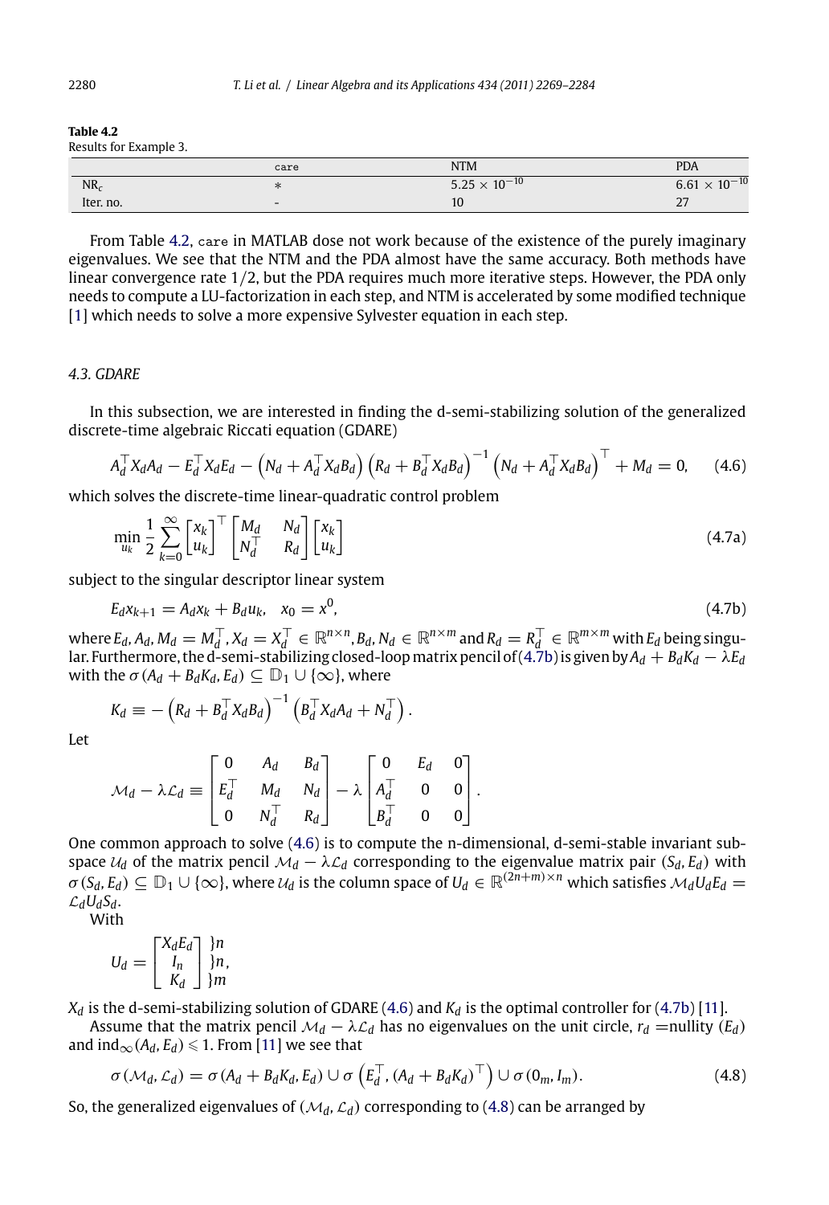**Table 4.2**
Results for Example 3.

| | `care` | NTM | PDA |
|---|---|---|---|
| $NR_c$ | * | $5.25 \times 10^{-10}$ | $6.61 \times 10^{-10}$ |
| Iter. no. | - | 10 | 27 |

From Table 4.2, `care` in MATLAB dose not work because of the existence of the purely imaginary eigenvalues. We see that the NTM and the PDA almost have the same accuracy. Both methods have linear convergence rate 1/2, but the PDA requires much more iterative steps. However, the PDA only needs to compute a LU-factorization in each step, and NTM is accelerated by some modified technique [1] which needs to solve a more expensive Sylvester equation in each step.

### *4.3. GDARE*

In this subsection, we are interested in finding the d-semi-stabilizing solution of the generalized discrete-time algebraic Riccati equation (GDARE)

$$A_d^\top X_d A_d - E_d^\top X_d E_d - \left(N_d + A_d^\top X_d B_d\right)\left(R_d + B_d^\top X_d B_d\right)^{-1}\left(N_d + A_d^\top X_d B_d\right)^\top + M_d = 0, \quad (4.6)$$

which solves the discrete-time linear-quadratic control problem

$$\min_{u_k} \frac{1}{2}\sum_{k=0}^{\infty}\begin{bmatrix} x_k \\ u_k \end{bmatrix}^\top \begin{bmatrix} M_d & N_d \\ N_d^\top & R_d \end{bmatrix}\begin{bmatrix} x_k \\ u_k \end{bmatrix} \quad (4.7a)$$

subject to the singular descriptor linear system

$$E_d x_{k+1} = A_d x_k + B_d u_k, \quad x_0 = x^0, \quad (4.7b)$$

where $E_d, A_d, M_d = M_d^\top, X_d = X_d^\top \in \mathbb{R}^{n\times n}, B_d, N_d \in \mathbb{R}^{n\times m}$ and $R_d = R_d^\top \in \mathbb{R}^{m\times m}$ with $E_d$ being singular. Furthermore, the d-semi-stabilizing closed-loop matrix pencil of (4.7b) is given by $A_d + B_d K_d - \lambda E_d$ with the $\sigma(A_d + B_d K_d, E_d) \subseteq \mathbb{D}_1 \cup \{\infty\}$, where

$$K_d \equiv -\left(R_d + B_d^\top X_d B_d\right)^{-1}\left(B_d^\top X_d A_d + N_d^\top\right).$$

Let

$$\mathcal{M}_d - \lambda \mathcal{L}_d \equiv \begin{bmatrix} 0 & A_d & B_d \\ E_d^\top & M_d & N_d \\ 0 & N_d^\top & R_d \end{bmatrix} - \lambda \begin{bmatrix} 0 & E_d & 0 \\ A_d^\top & 0 & 0 \\ B_d^\top & 0 & 0 \end{bmatrix}.$$

One common approach to solve (4.6) is to compute the n-dimensional, d-semi-stable invariant subspace $\mathcal{U}_d$ of the matrix pencil $\mathcal{M}_d - \lambda \mathcal{L}_d$ corresponding to the eigenvalue matrix pair $(S_d, E_d)$ with $\sigma(S_d, E_d) \subseteq \mathbb{D}_1 \cup \{\infty\}$, where $\mathcal{U}_d$ is the column space of $U_d \in \mathbb{R}^{(2n+m)\times n}$ which satisfies $\mathcal{M}_d U_d E_d = \mathcal{L}_d U_d S_d$.

With

$$U_d = \begin{bmatrix} X_d E_d \\ I_n \\ K_d \end{bmatrix} \begin{matrix} \}n \\ \}n \\ \}m \end{matrix},$$

$X_d$ is the d-semi-stabilizing solution of GDARE (4.6) and $K_d$ is the optimal controller for (4.7b) [11].

Assume that the matrix pencil $\mathcal{M}_d - \lambda \mathcal{L}_d$ has no eigenvalues on the unit circle, $r_d =$nullity $(E_d)$ and $\text{ind}_\infty(A_d, E_d) \leqslant 1$. From [11] we see that

$$\sigma(\mathcal{M}_d, \mathcal{L}_d) = \sigma(A_d + B_d K_d, E_d) \cup \sigma\left(E_d^\top, (A_d + B_d K_d)^\top\right) \cup \sigma(0_m, I_m). \quad (4.8)$$

So, the generalized eigenvalues of $(\mathcal{M}_d, \mathcal{L}_d)$ corresponding to (4.8) can be arranged by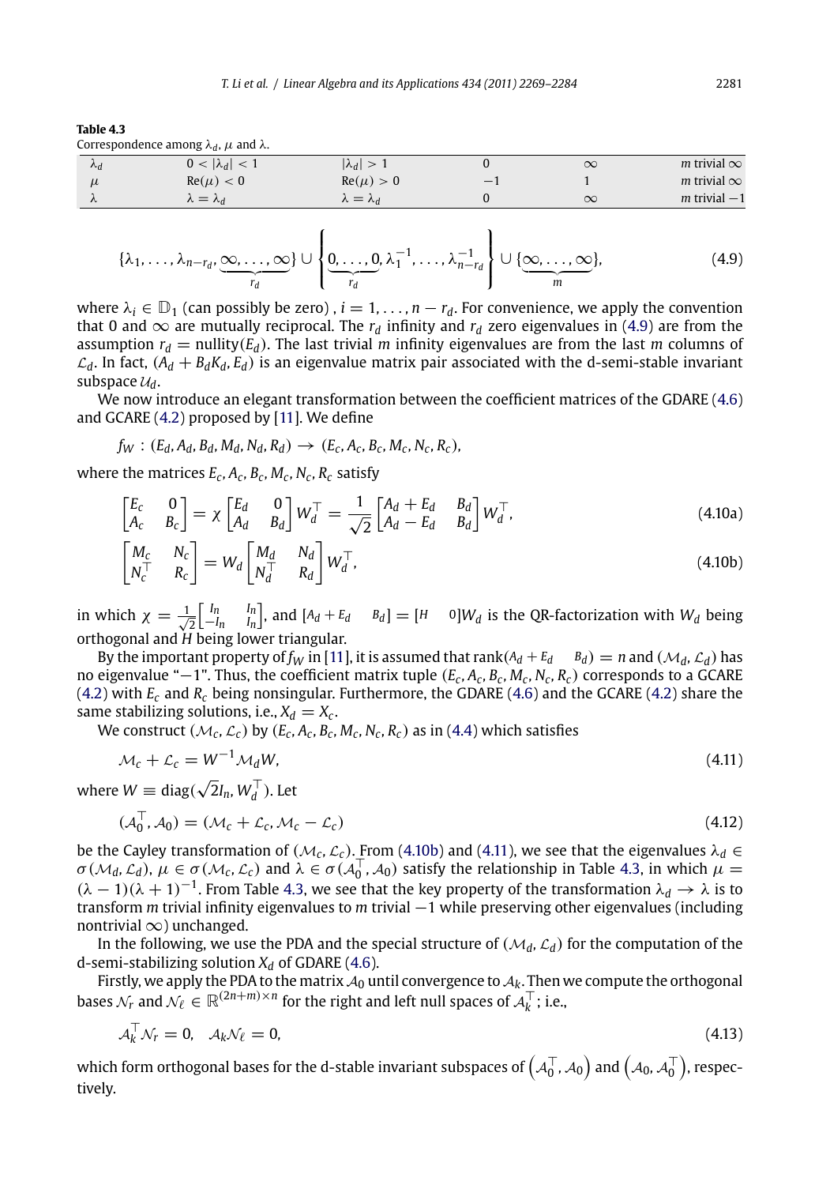**Table 4.3**
Correspondence among $\lambda_d$, $\mu$ and $\lambda$.

| $\lambda_d$ | $0 < \|\lambda_d\| < 1$ | $\|\lambda_d\| > 1$ | $0$ | $\infty$ | $m$ trivial $\infty$ |
|---|---|---|---|---|---|
| $\mu$ | $\mathrm{Re}(\mu) < 0$ | $\mathrm{Re}(\mu) > 0$ | $-1$ | $1$ | $m$ trivial $\infty$ |
| $\lambda$ | $\lambda = \lambda_d$ | $\lambda = \lambda_d$ | $0$ | $\infty$ | $m$ trivial $-1$ |

$$\{\lambda_1, \ldots, \lambda_{n-r_d}, \underbrace{\infty, \ldots, \infty}_{r_d}\} \cup \left\{\underbrace{0, \ldots, 0}_{r_d}, \lambda_1^{-1}, \ldots, \lambda_{n-r_d}^{-1}\right\} \cup \{\underbrace{\infty, \ldots, \infty}_{m}\}, \tag{4.9}$$

where $\lambda_i \in \mathbb{D}_1$ (can possibly be zero) , $i = 1, \ldots, n - r_d$. For convenience, we apply the convention that 0 and $\infty$ are mutually reciprocal. The $r_d$ infinity and $r_d$ zero eigenvalues in (4.9) are from the assumption $r_d = \mathrm{nullity}(E_d)$. The last trivial $m$ infinity eigenvalues are from the last $m$ columns of $\mathcal{L}_d$. In fact, $(A_d + B_d K_d, E_d)$ is an eigenvalue matrix pair associated with the d-semi-stable invariant subspace $\mathcal{U}_d$.

We now introduce an elegant transformation between the coefficient matrices of the GDARE (4.6) and GCARE (4.2) proposed by [11]. We define

$$f_W : (E_d, A_d, B_d, M_d, N_d, R_d) \to (E_c, A_c, B_c, M_c, N_c, R_c),$$

where the matrices $E_c, A_c, B_c, M_c, N_c, R_c$ satisfy

$$\begin{bmatrix} E_c & 0 \\ A_c & B_c \end{bmatrix} = \chi \begin{bmatrix} E_d & 0 \\ A_d & B_d \end{bmatrix} W_d^\top = \frac{1}{\sqrt{2}} \begin{bmatrix} A_d + E_d & B_d \\ A_d - E_d & B_d \end{bmatrix} W_d^\top, \tag{4.10a}$$

$$\begin{bmatrix} M_c & N_c \\ N_c^\top & R_c \end{bmatrix} = W_d \begin{bmatrix} M_d & N_d \\ N_d^\top & R_d \end{bmatrix} W_d^\top, \tag{4.10b}$$

in which $\chi = \frac{1}{\sqrt{2}}\begin{bmatrix} I_n & I_n \\ -I_n & I_n \end{bmatrix}$, and $[A_d + E_d \quad B_d] = [H \quad 0] W_d$ is the QR-factorization with $W_d$ being orthogonal and $H$ being lower triangular.

By the important property of $f_W$ in [11], it is assumed that $\mathrm{rank}(A_d + E_d \quad B_d) = n$ and $(\mathcal{M}_d, \mathcal{L}_d)$ has no eigenvalue "$-1$". Thus, the coefficient matrix tuple $(E_c, A_c, B_c, M_c, N_c, R_c)$ corresponds to a GCARE (4.2) with $E_c$ and $R_c$ being nonsingular. Furthermore, the GDARE (4.6) and the GCARE (4.2) share the same stabilizing solutions, i.e., $X_d = X_c$.

We construct $(\mathcal{M}_c, \mathcal{L}_c)$ by $(E_c, A_c, B_c, M_c, N_c, R_c)$ as in (4.4) which satisfies

$$\mathcal{M}_c + \mathcal{L}_c = W^{-1} \mathcal{M}_d W, \tag{4.11}$$

where $W \equiv \mathrm{diag}(\sqrt{2} I_n, W_d^\top)$. Let

$$(\mathcal{A}_0^\top, \mathcal{A}_0) = (\mathcal{M}_c + \mathcal{L}_c, \mathcal{M}_c - \mathcal{L}_c) \tag{4.12}$$

be the Cayley transformation of $(\mathcal{M}_c, \mathcal{L}_c)$. From (4.10b) and (4.11), we see that the eigenvalues $\lambda_d \in \sigma(\mathcal{M}_d, \mathcal{L}_d)$, $\mu \in \sigma(\mathcal{M}_c, \mathcal{L}_c)$ and $\lambda \in \sigma(\mathcal{A}_0^\top, \mathcal{A}_0)$ satisfy the relationship in Table 4.3, in which $\mu = (\lambda - 1)(\lambda + 1)^{-1}$. From Table 4.3, we see that the key property of the transformation $\lambda_d \to \lambda$ is to transform $m$ trivial infinity eigenvalues to $m$ trivial $-1$ while preserving other eigenvalues (including nontrivial $\infty$) unchanged.

In the following, we use the PDA and the special structure of $(\mathcal{M}_d, \mathcal{L}_d)$ for the computation of the d-semi-stabilizing solution $X_d$ of GDARE (4.6).

Firstly, we apply the PDA to the matrix $\mathcal{A}_0$ until convergence to $\mathcal{A}_k$. Then we compute the orthogonal bases $\mathcal{N}_r$ and $\mathcal{N}_\ell \in \mathbb{R}^{(2n+m)\times n}$ for the right and left null spaces of $\mathcal{A}_k^\top$; i.e.,

$$\mathcal{A}_k^\top \mathcal{N}_r = 0, \quad \mathcal{A}_k \mathcal{N}_\ell = 0, \tag{4.13}$$

which form orthogonal bases for the d-stable invariant subspaces of $\left(\mathcal{A}_0^\top, \mathcal{A}_0\right)$ and $\left(\mathcal{A}_0, \mathcal{A}_0^\top\right)$, respectively.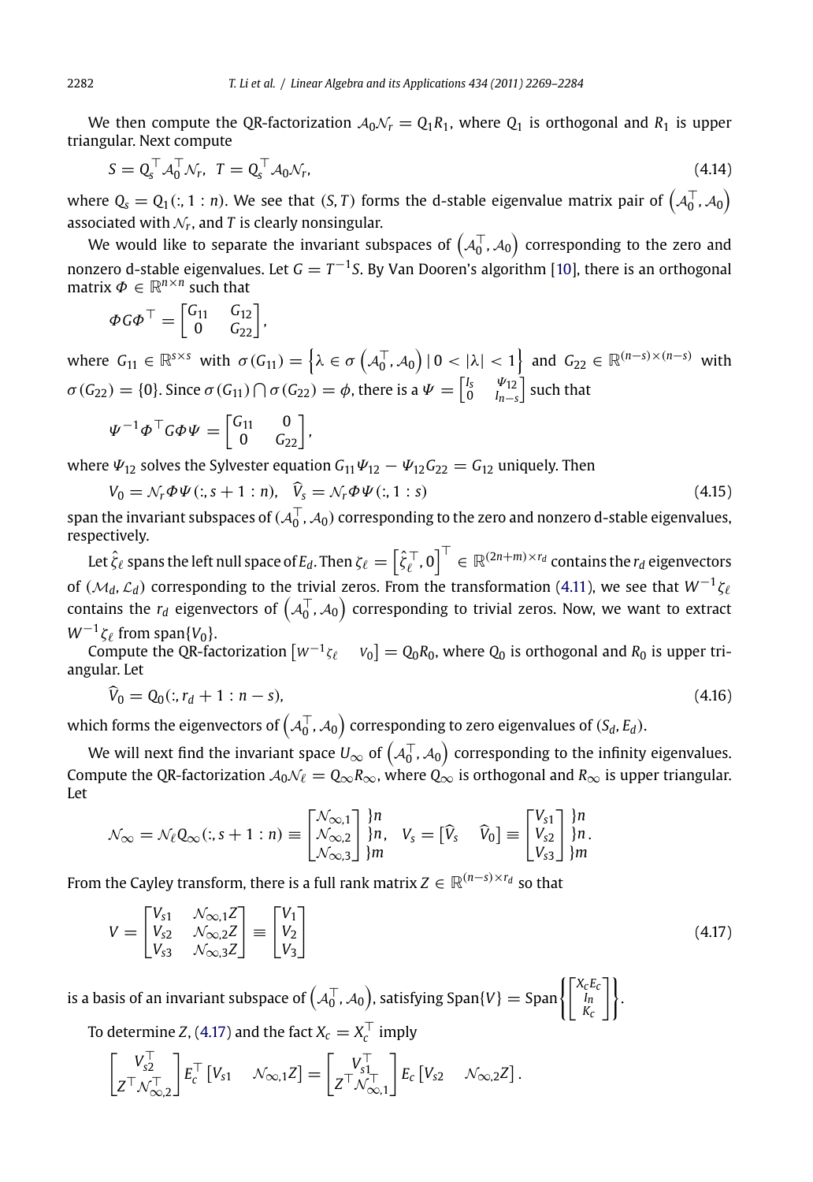We then compute the QR-factorization $\mathcal{A}_0\mathcal{N}_r = Q_1R_1$, where $Q_1$ is orthogonal and $R_1$ is upper triangular. Next compute

$$S = Q_s^\top \mathcal{A}_0^\top \mathcal{N}_r, \quad T = Q_s^\top \mathcal{A}_0 \mathcal{N}_r, \tag{4.14}$$

where $Q_s = Q_1(:, 1:n)$. We see that $(S, T)$ forms the d-stable eigenvalue matrix pair of $\left(\mathcal{A}_0^\top, \mathcal{A}_0\right)$ associated with $\mathcal{N}_r$, and $T$ is clearly nonsingular.

We would like to separate the invariant subspaces of $\left(\mathcal{A}_0^\top, \mathcal{A}_0\right)$ corresponding to the zero and nonzero d-stable eigenvalues. Let $G = T^{-1}S$. By Van Dooren's algorithm [10], there is an orthogonal matrix $\Phi \in \mathbb{R}^{n\times n}$ such that

$$\Phi G \Phi^\top = \begin{bmatrix} G_{11} & G_{12} \\ 0 & G_{22} \end{bmatrix},$$

where $G_{11} \in \mathbb{R}^{s\times s}$ with $\sigma(G_{11}) = \left\{\lambda \in \sigma\left(\mathcal{A}_0^\top, \mathcal{A}_0\right) \mid 0 < |\lambda| < 1\right\}$ and $G_{22} \in \mathbb{R}^{(n-s)\times(n-s)}$ with $\sigma(G_{22}) = \{0\}$. Since $\sigma(G_{11}) \bigcap \sigma(G_{22}) = \phi$, there is a $\Psi = \begin{bmatrix} I_s & \Psi_{12} \\ 0 & I_{n-s} \end{bmatrix}$ such that

$$\Psi^{-1}\Phi^\top G \Phi \Psi = \begin{bmatrix} G_{11} & 0 \\ 0 & G_{22} \end{bmatrix},$$

where $\Psi_{12}$ solves the Sylvester equation $G_{11}\Psi_{12} - \Psi_{12}G_{22} = G_{12}$ uniquely. Then

$$V_0 = \mathcal{N}_r \Phi \Psi(:, s+1:n), \quad \widehat{V}_s = \mathcal{N}_r \Phi \Psi(:, 1:s) \tag{4.15}$$

span the invariant subspaces of $(\mathcal{A}_0^\top, \mathcal{A}_0)$ corresponding to the zero and nonzero d-stable eigenvalues, respectively.

Let $\hat{\zeta}_\ell$ spans the left null space of $E_d$. Then $\zeta_\ell = \left[\hat{\zeta}_\ell^\top, 0\right]^\top \in \mathbb{R}^{(2n+m)\times r_d}$ contains the $r_d$ eigenvectors of $(\mathcal{M}_d, \mathcal{L}_d)$ corresponding to the trivial zeros. From the transformation (4.11), we see that $W^{-1}\zeta_\ell$ contains the $r_d$ eigenvectors of $\left(\mathcal{A}_0^\top, \mathcal{A}_0\right)$ corresponding to trivial zeros. Now, we want to extract $W^{-1}\zeta_\ell$ from $\text{span}\{V_0\}$.

Compute the QR-factorization $\begin{bmatrix} W^{-1}\zeta_\ell & V_0 \end{bmatrix} = Q_0R_0$, where $Q_0$ is orthogonal and $R_0$ is upper triangular. Let

$$\widehat{V}_0 = Q_0(:, r_d+1 : n-s), \tag{4.16}$$

which forms the eigenvectors of $\left(\mathcal{A}_0^\top, \mathcal{A}_0\right)$ corresponding to zero eigenvalues of $(S_d, E_d)$.

We will next find the invariant space $U_\infty$ of $\left(\mathcal{A}_0^\top, \mathcal{A}_0\right)$ corresponding to the infinity eigenvalues. Compute the QR-factorization $\mathcal{A}_0\mathcal{N}_\ell = Q_\infty R_\infty$, where $Q_\infty$ is orthogonal and $R_\infty$ is upper triangular. Let

$$\mathcal{N}_\infty = \mathcal{N}_\ell Q_\infty(:, s+1:n) \equiv \begin{bmatrix} \mathcal{N}_{\infty,1} \\ \mathcal{N}_{\infty,2} \\ \mathcal{N}_{\infty,3} \end{bmatrix} \begin{matrix} \}n \\ \}n, \\ \}m \end{matrix} \quad V_s = \begin{bmatrix} \widehat{V}_s & \widehat{V}_0 \end{bmatrix} \equiv \begin{bmatrix} V_{s1} \\ V_{s2} \\ V_{s3} \end{bmatrix} \begin{matrix} \}n \\ \}n. \\ \}m \end{matrix}$$

From the Cayley transform, there is a full rank matrix $Z \in \mathbb{R}^{(n-s)\times r_d}$ so that

$$V = \begin{bmatrix} V_{s1} & \mathcal{N}_{\infty,1}Z \\ V_{s2} & \mathcal{N}_{\infty,2}Z \\ V_{s3} & \mathcal{N}_{\infty,3}Z \end{bmatrix} \equiv \begin{bmatrix} V_1 \\ V_2 \\ V_3 \end{bmatrix} \tag{4.17}$$

is a basis of an invariant subspace of $\left(\mathcal{A}_0^\top, \mathcal{A}_0\right)$, satisfying $\text{Span}\{V\} = \text{Span}\left\{\begin{bmatrix} X_cE_c \\ I_n \\ K_c \end{bmatrix}\right\}$.

To determine $Z$, (4.17) and the fact $X_c = X_c^\top$ imply

$$\begin{bmatrix} V_{s2}^\top \\ Z^\top \mathcal{N}_{\infty,2}^\top \end{bmatrix} E_c^\top \begin{bmatrix} V_{s1} & \mathcal{N}_{\infty,1}Z \end{bmatrix} = \begin{bmatrix} V_{s1}^\top \\ Z^\top \mathcal{N}_{\infty,1}^\top \end{bmatrix} E_c \begin{bmatrix} V_{s2} & \mathcal{N}_{\infty,2}Z \end{bmatrix}.$$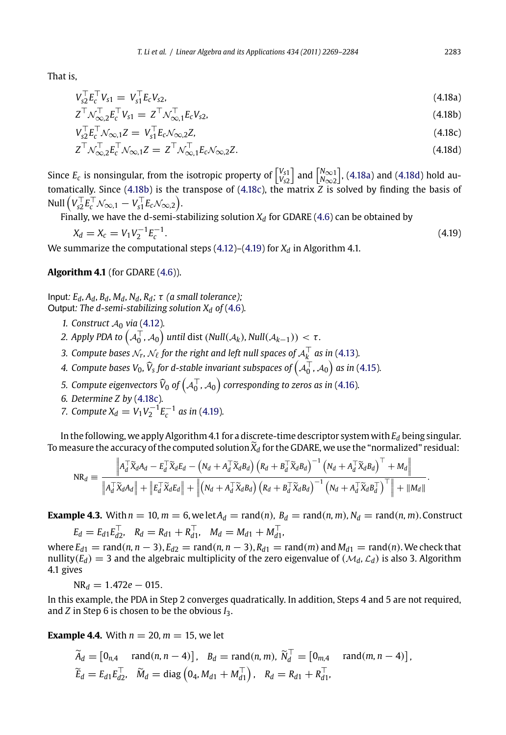That is,

$$V_{s2}^{\top}E_c^{\top}V_{s1} = V_{s1}^{\top}E_cV_{s2}, \tag{4.18a}$$

$$Z^{\top}\mathcal{N}_{\infty,2}^{\top}E_c^{\top}V_{s1} = Z^{\top}\mathcal{N}_{\infty,1}^{\top}E_cV_{s2}, \tag{4.18b}$$

$$V_{s2}^{\top}E_c^{\top}\mathcal{N}_{\infty,1}Z = V_{s1}^{\top}E_c\mathcal{N}_{\infty,2}Z, \tag{4.18c}$$

$$Z^{\top}\mathcal{N}_{\infty,2}^{\top}E_c^{\top}\mathcal{N}_{\infty,1}Z = Z^{\top}\mathcal{N}_{\infty,1}^{\top}E_c\mathcal{N}_{\infty,2}Z. \tag{4.18d}$$

Since $E_c$ is nonsingular, from the isotropic property of $\begin{bmatrix} V_{s1} \\ V_{s2} \end{bmatrix}$ and $\begin{bmatrix} N_{\infty 1} \\ N_{\infty 2} \end{bmatrix}$, (4.18a) and (4.18d) hold automatically. Since (4.18b) is the transpose of (4.18c), the matrix $Z$ is solved by finding the basis of $\text{Null}\left(V_{s2}^{\top}E_c^{\top}\mathcal{N}_{\infty,1} - V_{s1}^{\top}E_c\mathcal{N}_{\infty,2}\right)$.

Finally, we have the d-semi-stabilizing solution $X_d$ for GDARE (4.6) can be obtained by

$$X_d = X_c = V_1V_2^{-1}E_c^{-1}. \tag{4.19}$$

We summarize the computational steps (4.12)–(4.19) for $X_d$ in Algorithm 4.1.

**Algorithm 4.1** (for GDARE (4.6)).

Input*: $E_d, A_d, B_d, M_d, N_d, R_d$; $\tau$ (a small tolerance);*
Output*: The d-semi-stabilizing solution $X_d$ of (4.6).*

1. *Construct $\mathcal{A}_0$ via (4.12).*
2. *Apply PDA to $\left(\mathcal{A}_0^{\top}, \mathcal{A}_0\right)$ until* dist $(Null(\mathcal{A}_k), Null(\mathcal{A}_{k-1})) < \tau$.
3. *Compute bases $\mathcal{N}_r$, $\mathcal{N}_\ell$ for the right and left null spaces of $\mathcal{A}_k^{\top}$ as in (4.13).*
4. *Compute bases $V_0$, $\widehat{V}_s$ for d-stable invariant subspaces of $\left(\mathcal{A}_0^{\top}, \mathcal{A}_0\right)$ as in (4.15).*
5. *Compute eigenvectors $\widehat{V}_0$ of $\left(\mathcal{A}_0^{\top}, \mathcal{A}_0\right)$ corresponding to zeros as in (4.16).*
6. *Determine $Z$ by (4.18c).*
7. *Compute $X_d = V_1V_2^{-1}E_c^{-1}$ as in (4.19).*

In the following, we apply Algorithm 4.1 for a discrete-time descriptor system with $E_d$ being singular. To measure the accuracy of the computed solution $\widetilde{X}_d$ for the GDARE, we use the "normalized" residual:

$$\text{NR}_d \equiv \frac{\left\|A_d^{\top}\widetilde{X}_dA_d - E_d^{\top}\widetilde{X}_dE_d - \left(N_d + A_d^{\top}\widetilde{X}_dB_d\right)\left(R_d + B_d^{\top}\widetilde{X}_dB_d\right)^{-1}\left(N_d + A_d^{\top}\widetilde{X}_dB_d\right)^{\top} + M_d\right\|}{\left\|A_d^{\top}\widetilde{X}_dA_d\right\| + \left\|E_d^{\top}\widetilde{X}_dE_d\right\| + \left\|\left(N_d + A_d^{\top}\widetilde{X}_dB_d\right)\left(R_d + B_d^{\top}\widetilde{X}_dB_d\right)^{-1}\left(N_d + A_d^{\top}\widetilde{X}_dB_d^{\top}\right)^{\top}\right\| + \|M_d\|}.$$

**Example 4.3.** With $n = 10$, $m = 6$, we let $A_d = \text{rand}(n)$, $B_d = \text{rand}(n, m)$, $N_d = \text{rand}(n, m)$. Construct

$$E_d = E_{d1}E_{d2}^{\top}, \quad R_d = R_{d1} + R_{d1}^{\top}, \quad M_d = M_{d1} + M_{d1}^{\top},$$

where $E_{d1} = \text{rand}(n, n-3)$, $E_{d2} = \text{rand}(n, n-3)$, $R_{d1} = \text{rand}(m)$ and $M_{d1} = \text{rand}(n)$. We check that nullity$(E_d) = 3$ and the algebraic multiplicity of the zero eigenvalue of $(\mathcal{M}_d, \mathcal{L}_d)$ is also 3. Algorithm 4.1 gives

$$\text{NR}_d = 1.472e - 015.$$

In this example, the PDA in Step 2 converges quadratically. In addition, Steps 4 and 5 are not required, and $Z$ in Step 6 is chosen to be the obvious $I_3$.

**Example 4.4.** With $n = 20$, $m = 15$, we let

$$\widetilde{A}_d = \begin{bmatrix} 0_{n,4} & \text{rand}(n, n-4) \end{bmatrix}, \quad B_d = \text{rand}(n, m), \quad \widetilde{N}_d^{\top} = \begin{bmatrix} 0_{m,4} & \text{rand}(m, n-4) \end{bmatrix},$$

$$\widetilde{E}_d = E_{d1}E_{d2}^{\top}, \quad \widetilde{M}_d = \text{diag}\left(0_4, M_{d1} + M_{d1}^{\top}\right), \quad R_d = R_{d1} + R_{d1}^{\top},$$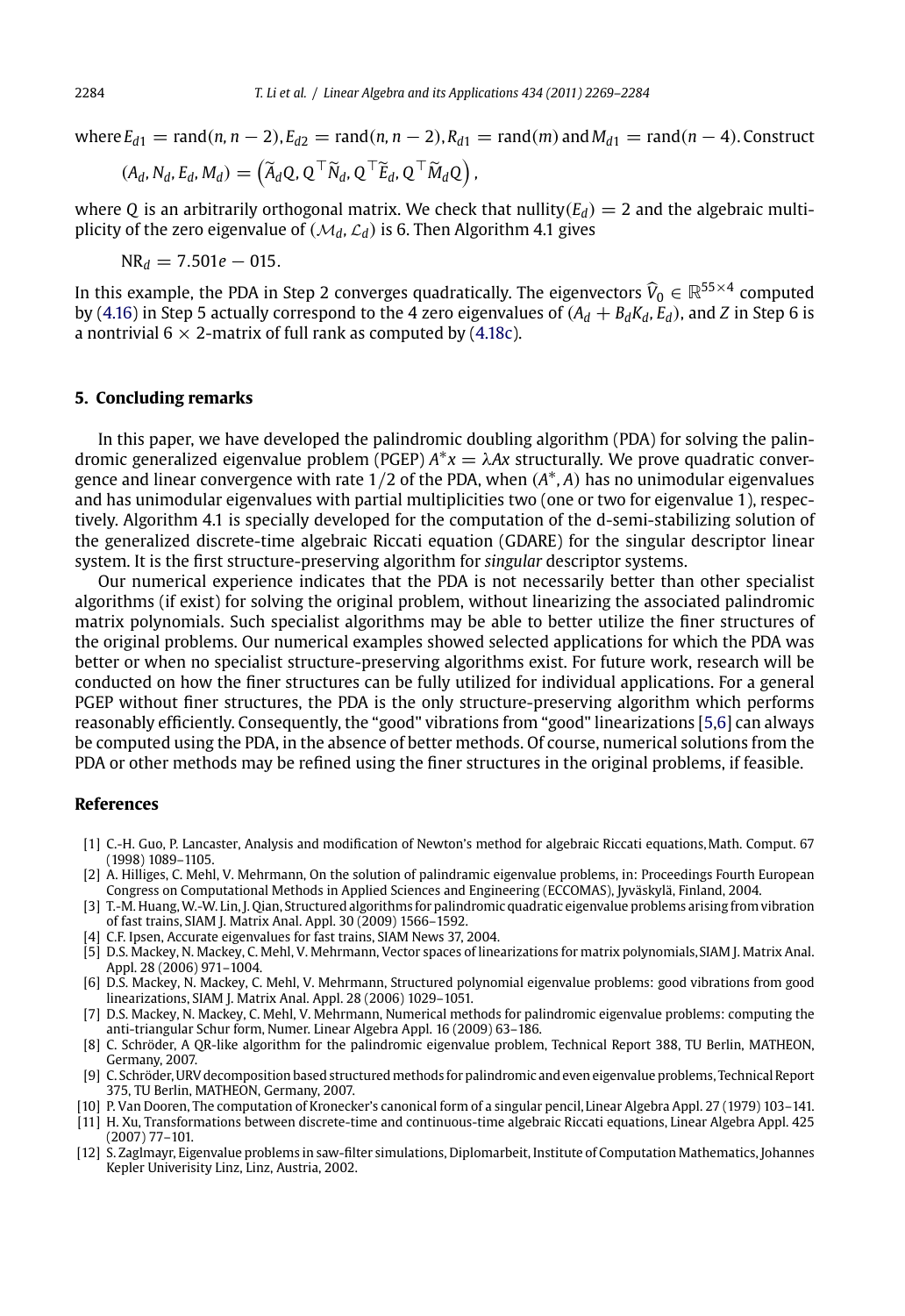where $E_{d1} = \text{rand}(n, n-2), E_{d2} = \text{rand}(n, n-2), R_{d1} = \text{rand}(m)$ and $M_{d1} = \text{rand}(n-4)$. Construct

$$(A_d, N_d, E_d, M_d) = \left(\widetilde{A}_d Q, Q^\top \widetilde{N}_d, Q^\top \widetilde{E}_d, Q^\top \widetilde{M}_d Q\right),$$

where $Q$ is an arbitrarily orthogonal matrix. We check that nullity$(E_d) = 2$ and the algebraic multiplicity of the zero eigenvalue of $(\mathcal{M}_d, \mathcal{L}_d)$ is 6. Then Algorithm 4.1 gives

$$\text{NR}_d = 7.501e - 015.$$

In this example, the PDA in Step 2 converges quadratically. The eigenvectors $\widehat{V}_0 \in \mathbb{R}^{55\times 4}$ computed by (4.16) in Step 5 actually correspond to the 4 zero eigenvalues of $(A_d + B_d K_d, E_d)$, and $Z$ in Step 6 is a nontrivial $6 \times 2$-matrix of full rank as computed by (4.18c).

## 5. Concluding remarks

In this paper, we have developed the palindromic doubling algorithm (PDA) for solving the palindromic generalized eigenvalue problem (PGEP) $A^* x = \lambda A x$ structurally. We prove quadratic convergence and linear convergence with rate $1/2$ of the PDA, when $(A^*, A)$ has no unimodular eigenvalues and has unimodular eigenvalues with partial multiplicities two (one or two for eigenvalue 1), respectively. Algorithm 4.1 is specially developed for the computation of the d-semi-stabilizing solution of the generalized discrete-time algebraic Riccati equation (GDARE) for the singular descriptor linear system. It is the first structure-preserving algorithm for *singular* descriptor systems.

Our numerical experience indicates that the PDA is not necessarily better than other specialist algorithms (if exist) for solving the original problem, without linearizing the associated palindromic matrix polynomials. Such specialist algorithms may be able to better utilize the finer structures of the original problems. Our numerical examples showed selected applications for which the PDA was better or when no specialist structure-preserving algorithms exist. For future work, research will be conducted on how the finer structures can be fully utilized for individual applications. For a general PGEP without finer structures, the PDA is the only structure-preserving algorithm which performs reasonably efficiently. Consequently, the "good" vibrations from "good" linearizations [5,6] can always be computed using the PDA, in the absence of better methods. Of course, numerical solutions from the PDA or other methods may be refined using the finer structures in the original problems, if feasible.

## References

[1] C.-H. Guo, P. Lancaster, Analysis and modification of Newton's method for algebraic Riccati equations, Math. Comput. 67 (1998) 1089–1105.

[2] A. Hilliges, C. Mehl, V. Mehrmann, On the solution of palindramic eigenvalue problems, in: Proceedings Fourth European Congress on Computational Methods in Applied Sciences and Engineering (ECCOMAS), Jyväskylä, Finland, 2004.

[3] T.-M. Huang, W.-W. Lin, J. Qian, Structured algorithms for palindromic quadratic eigenvalue problems arising from vibration of fast trains, SIAM J. Matrix Anal. Appl. 30 (2009) 1566–1592.

[4] C.F. Ipsen, Accurate eigenvalues for fast trains, SIAM News 37, 2004.

[5] D.S. Mackey, N. Mackey, C. Mehl, V. Mehrmann, Vector spaces of linearizations for matrix polynomials, SIAM J. Matrix Anal. Appl. 28 (2006) 971–1004.

[6] D.S. Mackey, N. Mackey, C. Mehl, V. Mehrmann, Structured polynomial eigenvalue problems: good vibrations from good linearizations, SIAM J. Matrix Anal. Appl. 28 (2006) 1029–1051.

[7] D.S. Mackey, N. Mackey, C. Mehl, V. Mehrmann, Numerical methods for palindromic eigenvalue problems: computing the anti-triangular Schur form, Numer. Linear Algebra Appl. 16 (2009) 63–186.

[8] C. Schröder, A QR-like algorithm for the palindromic eigenvalue problem, Technical Report 388, TU Berlin, MATHEON, Germany, 2007.

[9] C. Schröder, URV decomposition based structured methods for palindromic and even eigenvalue problems, Technical Report 375, TU Berlin, MATHEON, Germany, 2007.

[10] P. Van Dooren, The computation of Kronecker's canonical form of a singular pencil, Linear Algebra Appl. 27 (1979) 103–141.

[11] H. Xu, Transformations between discrete-time and continuous-time algebraic Riccati equations, Linear Algebra Appl. 425 (2007) 77–101.

[12] S. Zaglmayr, Eigenvalue problems in saw-filter simulations, Diplomarbeit, Institute of Computation Mathematics, Johannes Kepler Univerisity Linz, Linz, Austria, 2002.